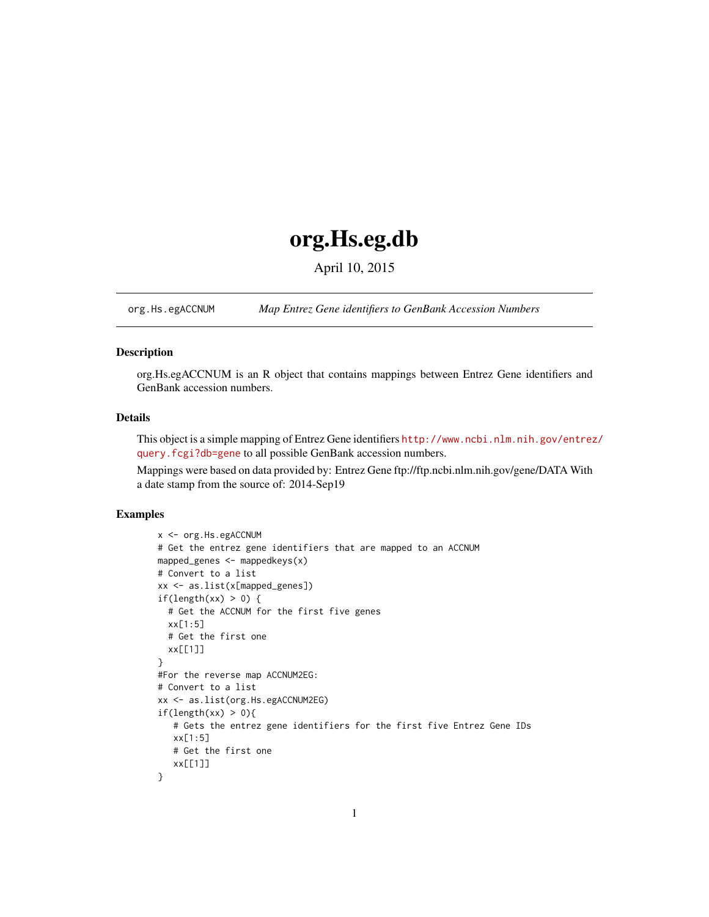# org.Hs.eg.db

April 10, 2015

---

`org.Hs.egACCNUM` *Map Entrez Gene identifiers to GenBank Accession Numbers*

---

## Description

org.Hs.egACCNUM is an R object that contains mappings between Entrez Gene identifiers and GenBank accession numbers.

## Details

This object is a simple mapping of Entrez Gene identifiers http://www.ncbi.nlm.nih.gov/entrez/query.fcgi?db=gene to all possible GenBank accession numbers.

Mappings were based on data provided by: Entrez Gene ftp://ftp.ncbi.nlm.nih.gov/gene/DATA With a date stamp from the source of: 2014-Sep19

## Examples

```
x <- org.Hs.egACCNUM
# Get the entrez gene identifiers that are mapped to an ACCNUM
mapped_genes <- mappedkeys(x)
# Convert to a list
xx <- as.list(x[mapped_genes])
if(length(xx) > 0) {
  # Get the ACCNUM for the first five genes
  xx[1:5]
  # Get the first one
  xx[[1]]
}
#For the reverse map ACCNUM2EG:
# Convert to a list
xx <- as.list(org.Hs.egACCNUM2EG)
if(length(xx) > 0){
   # Gets the entrez gene identifiers for the first five Entrez Gene IDs
   xx[1:5]
   # Get the first one
   xx[[1]]
}
```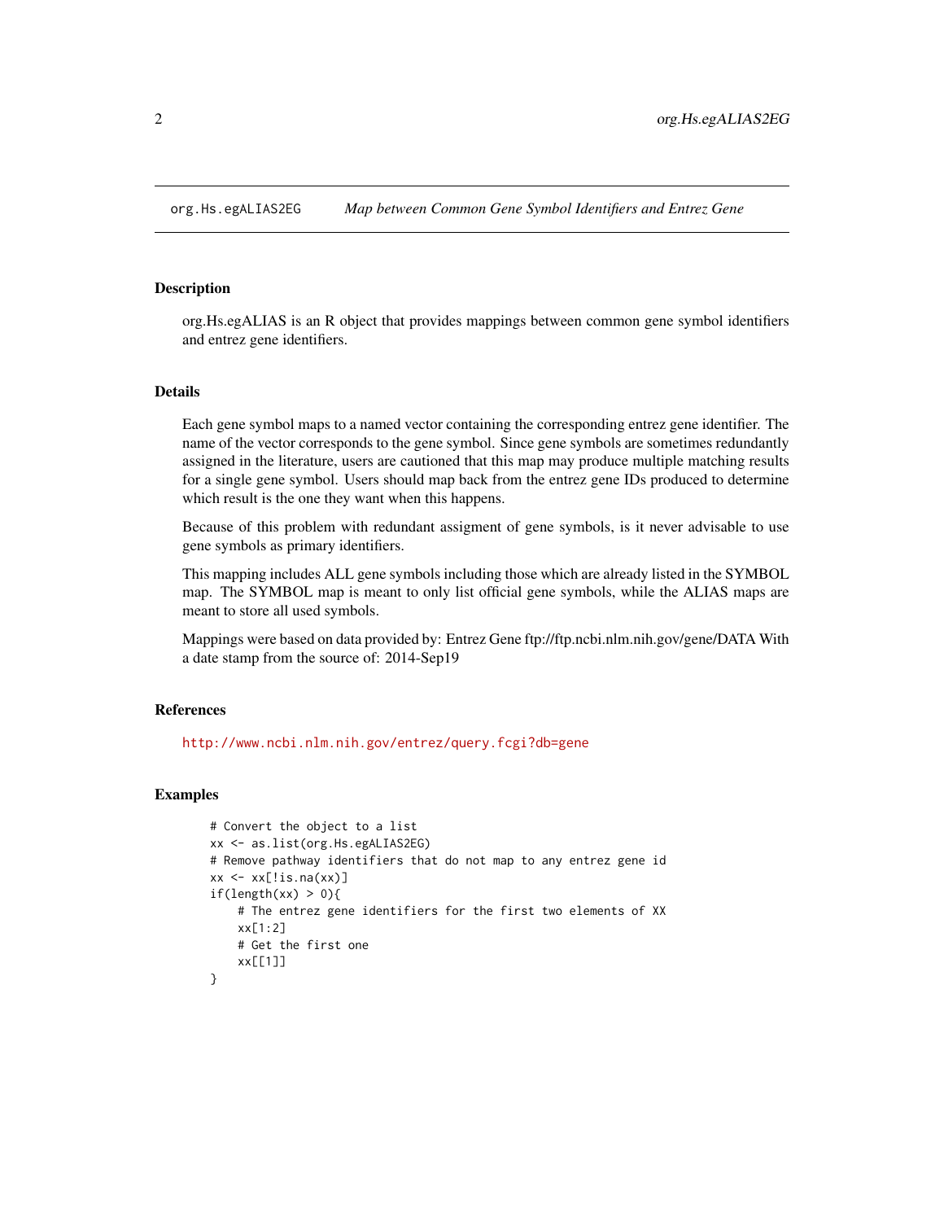## org.Hs.egALIAS2EG — *Map between Common Gene Symbol Identifiers and Entrez Gene*

### Description

org.Hs.egALIAS is an R object that provides mappings between common gene symbol identifiers and entrez gene identifiers.

### Details

Each gene symbol maps to a named vector containing the corresponding entrez gene identifier. The name of the vector corresponds to the gene symbol. Since gene symbols are sometimes redundantly assigned in the literature, users are cautioned that this map may produce multiple matching results for a single gene symbol. Users should map back from the entrez gene IDs produced to determine which result is the one they want when this happens.

Because of this problem with redundant assigment of gene symbols, is it never advisable to use gene symbols as primary identifiers.

This mapping includes ALL gene symbols including those which are already listed in the SYMBOL map. The SYMBOL map is meant to only list official gene symbols, while the ALIAS maps are meant to store all used symbols.

Mappings were based on data provided by: Entrez Gene ftp://ftp.ncbi.nlm.nih.gov/gene/DATA With a date stamp from the source of: 2014-Sep19

### References

http://www.ncbi.nlm.nih.gov/entrez/query.fcgi?db=gene

### Examples

```
# Convert the object to a list
xx <- as.list(org.Hs.egALIAS2EG)
# Remove pathway identifiers that do not map to any entrez gene id
xx <- xx[!is.na(xx)]
if(length(xx) > 0){
    # The entrez gene identifiers for the first two elements of XX
    xx[1:2]
    # Get the first one
    xx[[1]]
}
```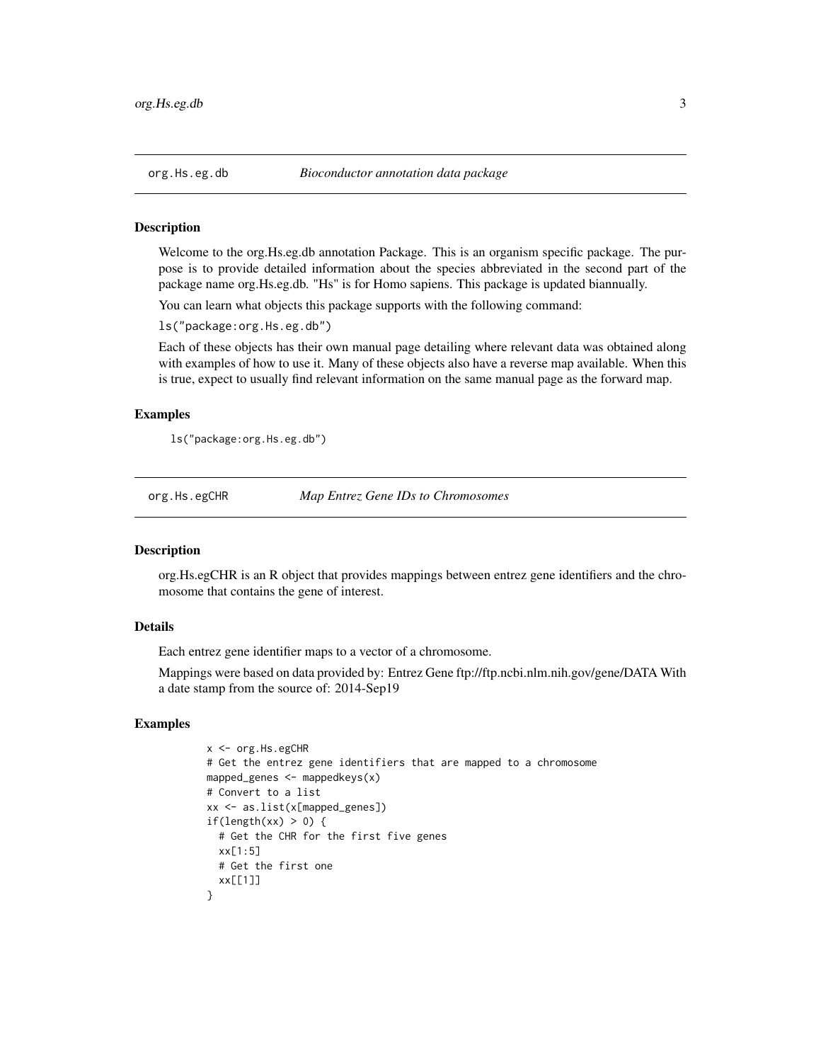## org.Hs.eg.db — *Bioconductor annotation data package*

### Description

Welcome to the org.Hs.eg.db annotation Package. This is an organism specific package. The purpose is to provide detailed information about the species abbreviated in the second part of the package name org.Hs.eg.db. "Hs" is for Homo sapiens. This package is updated biannually.

You can learn what objects this package supports with the following command:

`ls("package:org.Hs.eg.db")`

Each of these objects has their own manual page detailing where relevant data was obtained along with examples of how to use it. Many of these objects also have a reverse map available. When this is true, expect to usually find relevant information on the same manual page as the forward map.

### Examples

```
ls("package:org.Hs.eg.db")
```

## org.Hs.egCHR — *Map Entrez Gene IDs to Chromosomes*

### Description

org.Hs.egCHR is an R object that provides mappings between entrez gene identifiers and the chromosome that contains the gene of interest.

### Details

Each entrez gene identifier maps to a vector of a chromosome.

Mappings were based on data provided by: Entrez Gene ftp://ftp.ncbi.nlm.nih.gov/gene/DATA With a date stamp from the source of: 2014-Sep19

### Examples

```
x <- org.Hs.egCHR
# Get the entrez gene identifiers that are mapped to a chromosome
mapped_genes <- mappedkeys(x)
# Convert to a list
xx <- as.list(x[mapped_genes])
if(length(xx) > 0) {
  # Get the CHR for the first five genes
  xx[1:5]
  # Get the first one
  xx[[1]]
}
```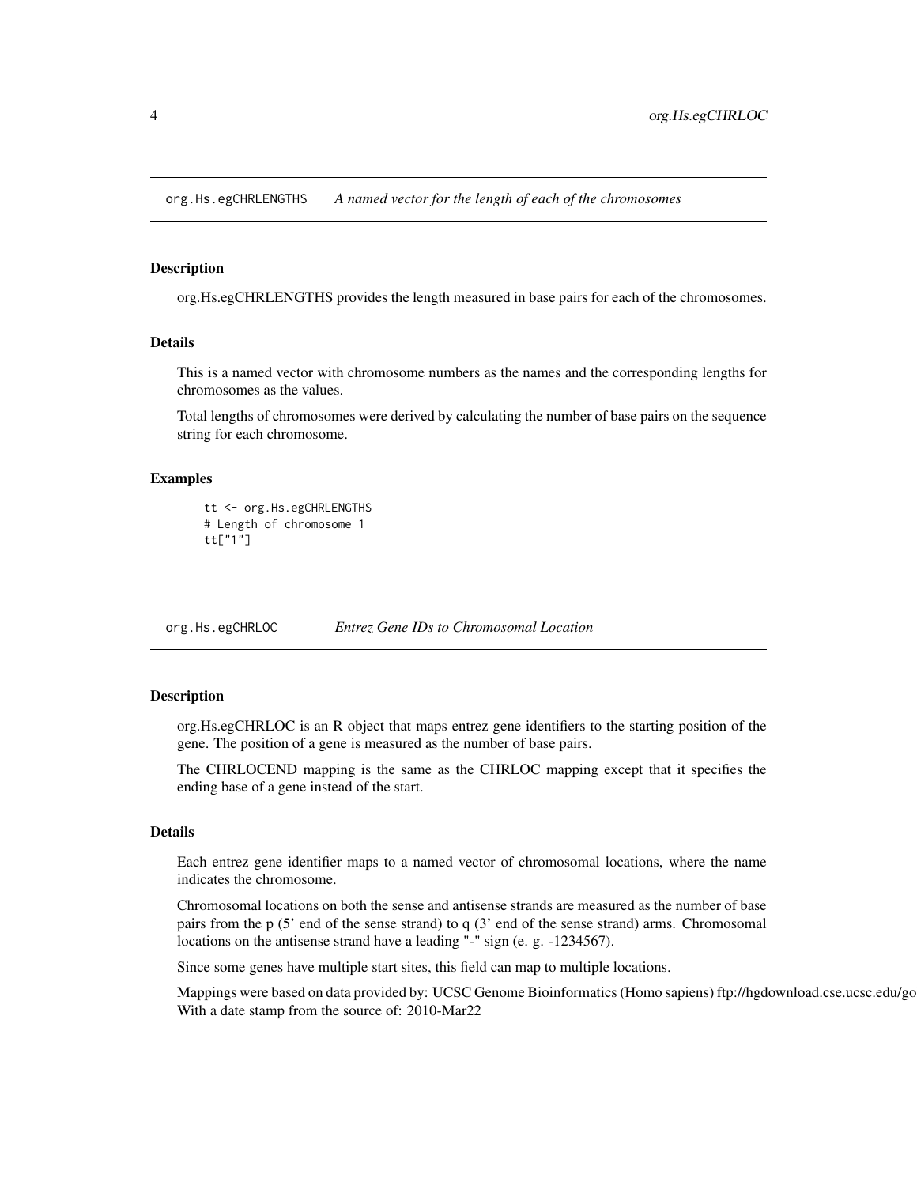## org.Hs.egCHRLENGTHS *A named vector for the length of each of the chromosomes*

### Description

org.Hs.egCHRLENGTHS provides the length measured in base pairs for each of the chromosomes.

### Details

This is a named vector with chromosome numbers as the names and the corresponding lengths for chromosomes as the values.

Total lengths of chromosomes were derived by calculating the number of base pairs on the sequence string for each chromosome.

### Examples

```
tt <- org.Hs.egCHRLENGTHS
# Length of chromosome 1
tt["1"]
```

## org.Hs.egCHRLOC *Entrez Gene IDs to Chromosomal Location*

### Description

org.Hs.egCHRLOC is an R object that maps entrez gene identifiers to the starting position of the gene. The position of a gene is measured as the number of base pairs.

The CHRLOCEND mapping is the same as the CHRLOC mapping except that it specifies the ending base of a gene instead of the start.

### Details

Each entrez gene identifier maps to a named vector of chromosomal locations, where the name indicates the chromosome.

Chromosomal locations on both the sense and antisense strands are measured as the number of base pairs from the p (5' end of the sense strand) to q (3' end of the sense strand) arms. Chromosomal locations on the antisense strand have a leading "-" sign (e. g. -1234567).

Since some genes have multiple start sites, this field can map to multiple locations.

Mappings were based on data provided by: UCSC Genome Bioinformatics (Homo sapiens) ftp://hgdownload.cse.ucsc.edu/go With a date stamp from the source of: 2010-Mar22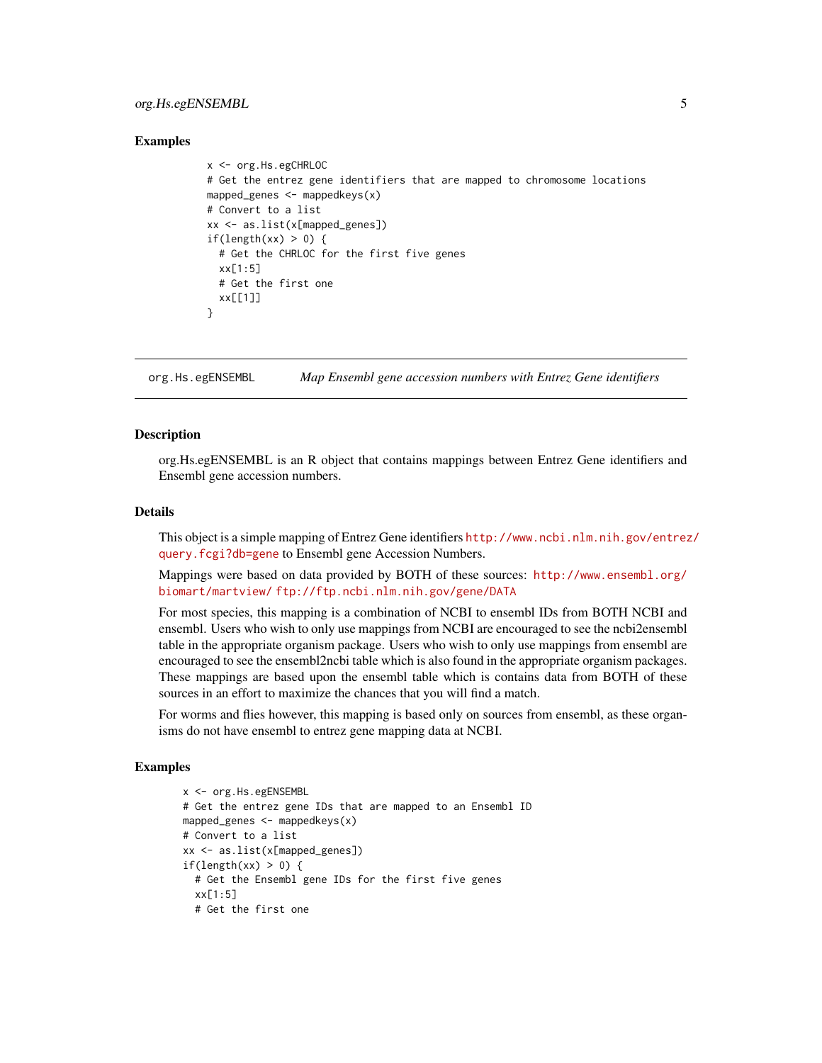### Examples

```
x <- org.Hs.egCHRLOC
# Get the entrez gene identifiers that are mapped to chromosome locations
mapped_genes <- mappedkeys(x)
# Convert to a list
xx <- as.list(x[mapped_genes])
if(length(xx) > 0) {
  # Get the CHRLOC for the first five genes
  xx[1:5]
  # Get the first one
  xx[[1]]
}
```

---

## org.Hs.egENSEMBL *Map Ensembl gene accession numbers with Entrez Gene identifiers*

---

### Description

org.Hs.egENSEMBL is an R object that contains mappings between Entrez Gene identifiers and Ensembl gene accession numbers.

### Details

This object is a simple mapping of Entrez Gene identifiers http://www.ncbi.nlm.nih.gov/entrez/query.fcgi?db=gene to Ensembl gene Accession Numbers.

Mappings were based on data provided by BOTH of these sources: http://www.ensembl.org/biomart/martview/ ftp://ftp.ncbi.nlm.nih.gov/gene/DATA

For most species, this mapping is a combination of NCBI to ensembl IDs from BOTH NCBI and ensembl. Users who wish to only use mappings from NCBI are encouraged to see the ncbi2ensembl table in the appropriate organism package. Users who wish to only use mappings from ensembl are encouraged to see the ensembl2ncbi table which is also found in the appropriate organism packages. These mappings are based upon the ensembl table which is contains data from BOTH of these sources in an effort to maximize the chances that you will find a match.

For worms and flies however, this mapping is based only on sources from ensembl, as these organisms do not have ensembl to entrez gene mapping data at NCBI.

### Examples

```
x <- org.Hs.egENSEMBL
# Get the entrez gene IDs that are mapped to an Ensembl ID
mapped_genes <- mappedkeys(x)
# Convert to a list
xx <- as.list(x[mapped_genes])
if(length(xx) > 0) {
  # Get the Ensembl gene IDs for the first five genes
  xx[1:5]
  # Get the first one
```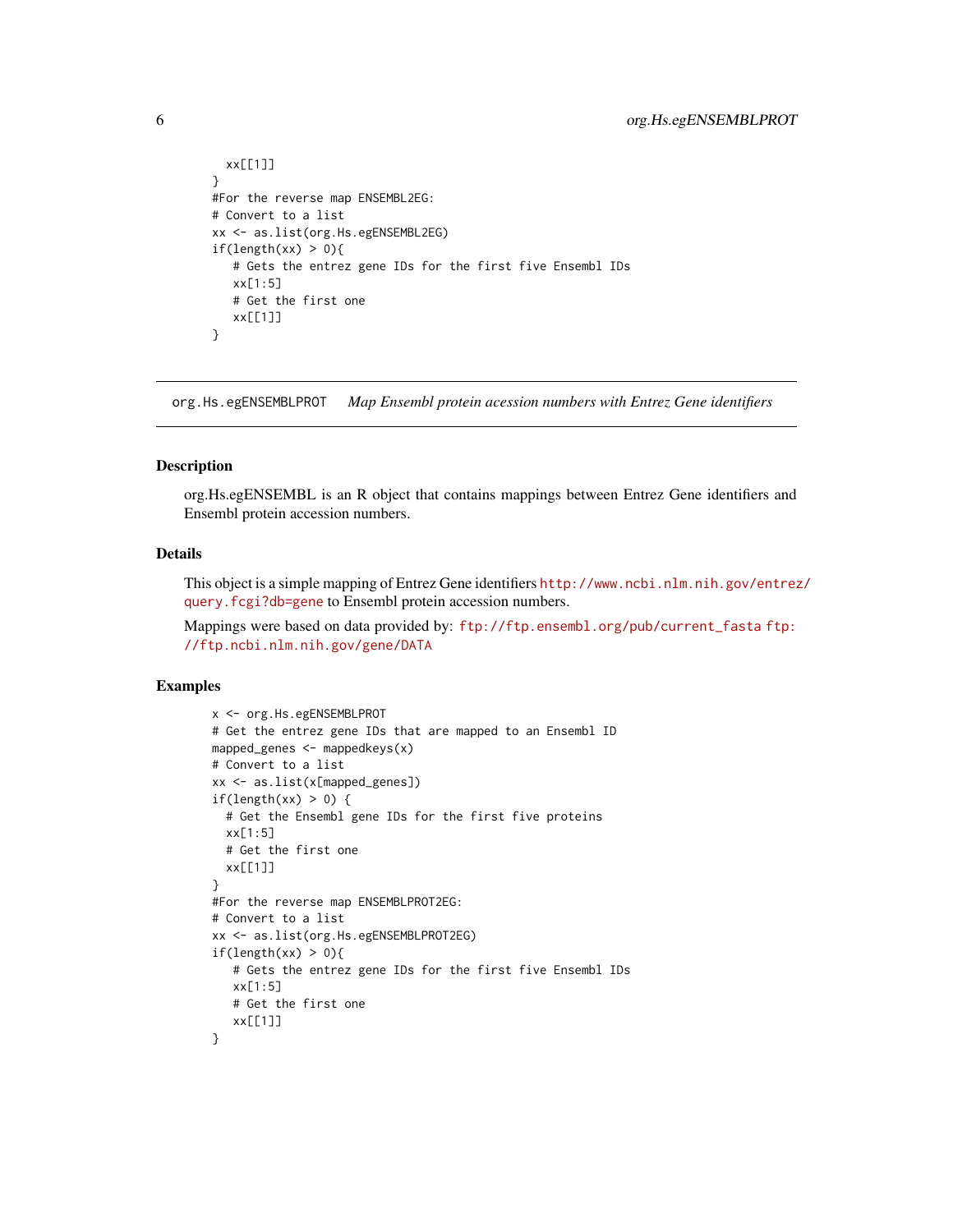```
  xx[[1]]
}
#For the reverse map ENSEMBL2EG:
# Convert to a list
xx <- as.list(org.Hs.egENSEMBL2EG)
if(length(xx) > 0){
   # Gets the entrez gene IDs for the first five Ensembl IDs
   xx[1:5]
   # Get the first one
   xx[[1]]
}
```

## org.Hs.egENSEMBLPROT    *Map Ensembl protein acession numbers with Entrez Gene identifiers*

### Description

org.Hs.egENSEMBL is an R object that contains mappings between Entrez Gene identifiers and Ensembl protein accession numbers.

### Details

This object is a simple mapping of Entrez Gene identifiers http://www.ncbi.nlm.nih.gov/entrez/query.fcgi?db=gene to Ensembl protein accession numbers.

Mappings were based on data provided by: ftp://ftp.ensembl.org/pub/current_fasta ftp://ftp.ncbi.nlm.nih.gov/gene/DATA

### Examples

```
x <- org.Hs.egENSEMBLPROT
# Get the entrez gene IDs that are mapped to an Ensembl ID
mapped_genes <- mappedkeys(x)
# Convert to a list
xx <- as.list(x[mapped_genes])
if(length(xx) > 0) {
  # Get the Ensembl gene IDs for the first five proteins
  xx[1:5]
  # Get the first one
  xx[[1]]
}
#For the reverse map ENSEMBLPROT2EG:
# Convert to a list
xx <- as.list(org.Hs.egENSEMBLPROT2EG)
if(length(xx) > 0){
   # Gets the entrez gene IDs for the first five Ensembl IDs
   xx[1:5]
   # Get the first one
   xx[[1]]
}
```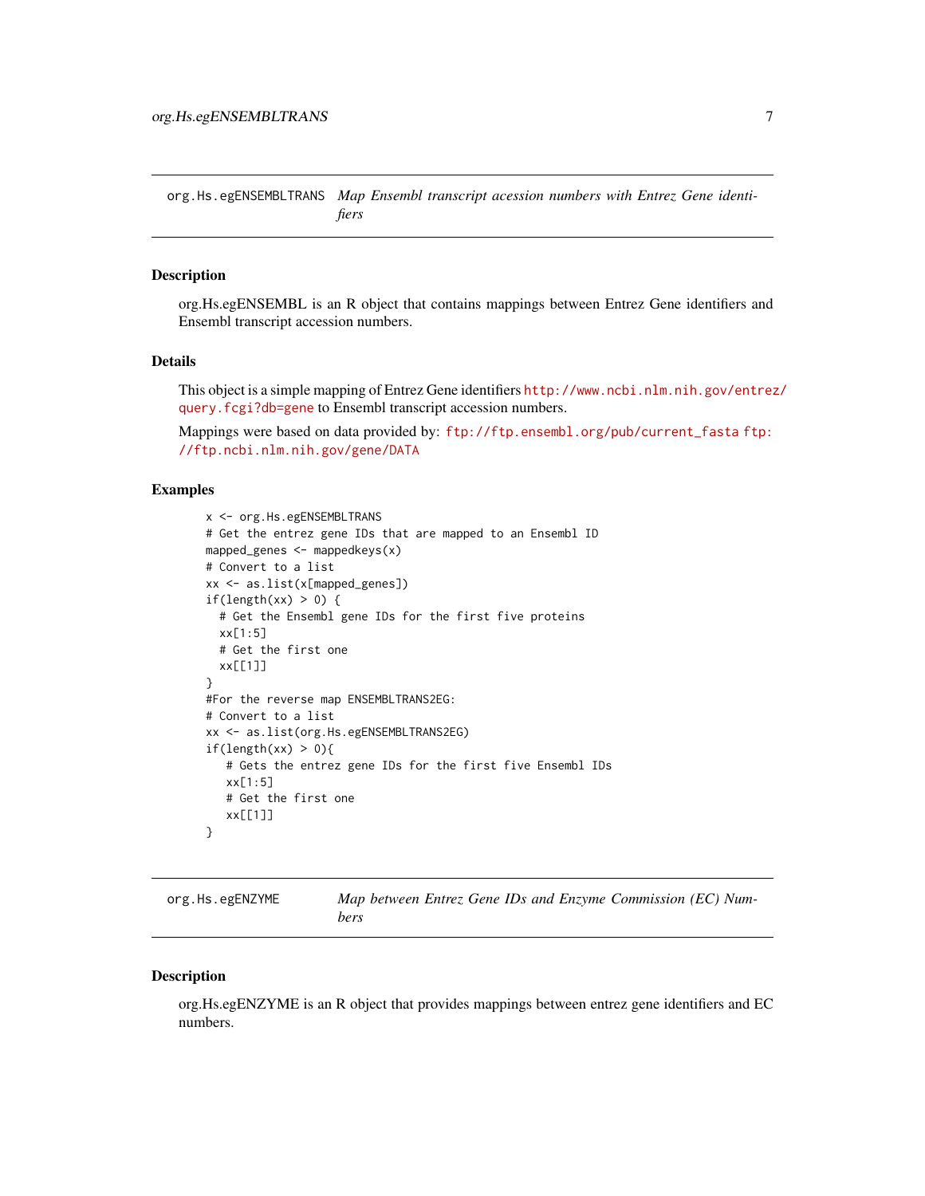## org.Hs.egENSEMBLTRANS    *Map Ensembl transcript acession numbers with Entrez Gene identifiers*

### Description

org.Hs.egENSEMBL is an R object that contains mappings between Entrez Gene identifiers and Ensembl transcript accession numbers.

### Details

This object is a simple mapping of Entrez Gene identifiers http://www.ncbi.nlm.nih.gov/entrez/query.fcgi?db=gene to Ensembl transcript accession numbers.

Mappings were based on data provided by: ftp://ftp.ensembl.org/pub/current_fasta ftp://ftp.ncbi.nlm.nih.gov/gene/DATA

### Examples

```
x <- org.Hs.egENSEMBLTRANS
# Get the entrez gene IDs that are mapped to an Ensembl ID
mapped_genes <- mappedkeys(x)
# Convert to a list
xx <- as.list(x[mapped_genes])
if(length(xx) > 0) {
  # Get the Ensembl gene IDs for the first five proteins
  xx[1:5]
  # Get the first one
  xx[[1]]
}
#For the reverse map ENSEMBLTRANS2EG:
# Convert to a list
xx <- as.list(org.Hs.egENSEMBLTRANS2EG)
if(length(xx) > 0){
   # Gets the entrez gene IDs for the first five Ensembl IDs
   xx[1:5]
   # Get the first one
   xx[[1]]
}
```

## org.Hs.egENZYME    *Map between Entrez Gene IDs and Enzyme Commission (EC) Numbers*

### Description

org.Hs.egENZYME is an R object that provides mappings between entrez gene identifiers and EC numbers.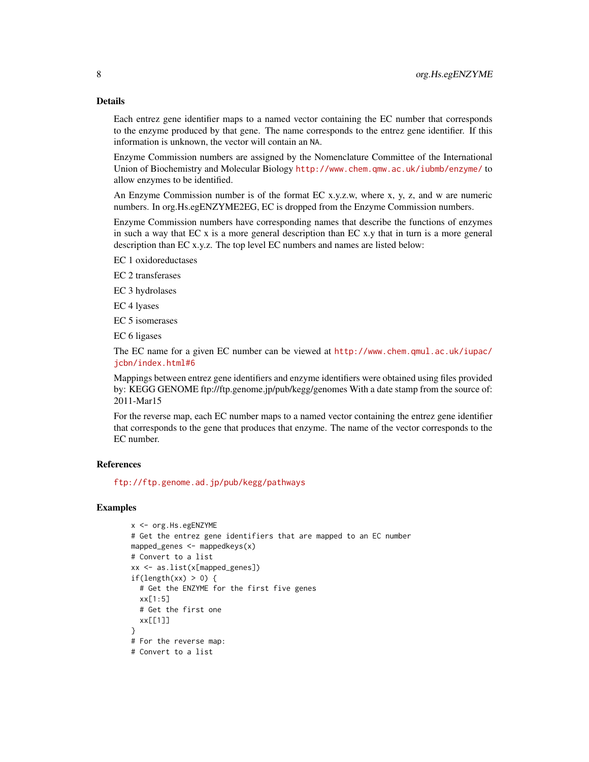## Details

Each entrez gene identifier maps to a named vector containing the EC number that corresponds to the enzyme produced by that gene. The name corresponds to the entrez gene identifier. If this information is unknown, the vector will contain an NA.

Enzyme Commission numbers are assigned by the Nomenclature Committee of the International Union of Biochemistry and Molecular Biology http://www.chem.qmw.ac.uk/iubmb/enzyme/ to allow enzymes to be identified.

An Enzyme Commission number is of the format EC x.y.z.w, where x, y, z, and w are numeric numbers. In org.Hs.egENZYME2EG, EC is dropped from the Enzyme Commission numbers.

Enzyme Commission numbers have corresponding names that describe the functions of enzymes in such a way that EC x is a more general description than EC x.y that in turn is a more general description than EC x.y.z. The top level EC numbers and names are listed below:

EC 1 oxidoreductases

EC 2 transferases

EC 3 hydrolases

EC 4 lyases

EC 5 isomerases

EC 6 ligases

The EC name for a given EC number can be viewed at http://www.chem.qmul.ac.uk/iupac/jcbn/index.html#6

Mappings between entrez gene identifiers and enzyme identifiers were obtained using files provided by: KEGG GENOME ftp://ftp.genome.jp/pub/kegg/genomes With a date stamp from the source of: 2011-Mar15

For the reverse map, each EC number maps to a named vector containing the entrez gene identifier that corresponds to the gene that produces that enzyme. The name of the vector corresponds to the EC number.

## References

ftp://ftp.genome.ad.jp/pub/kegg/pathways

## Examples

```
x <- org.Hs.egENZYME
# Get the entrez gene identifiers that are mapped to an EC number
mapped_genes <- mappedkeys(x)
# Convert to a list
xx <- as.list(x[mapped_genes])
if(length(xx) > 0) {
  # Get the ENZYME for the first five genes
  xx[1:5]
  # Get the first one
  xx[[1]]
}
# For the reverse map:
# Convert to a list
```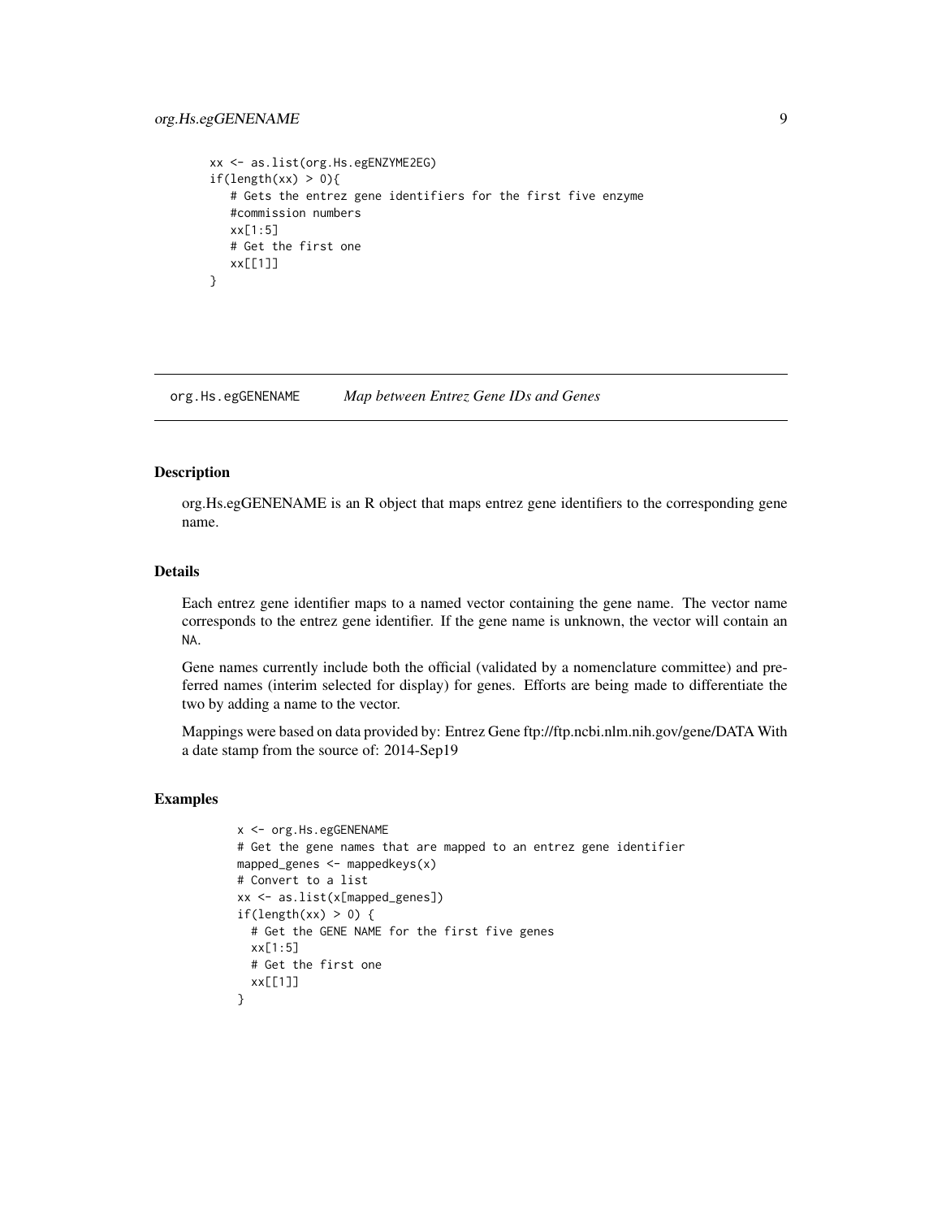```
xx <- as.list(org.Hs.egENZYME2EG)
if(length(xx) > 0){
   # Gets the entrez gene identifiers for the first five enzyme
   #commission numbers
   xx[1:5]
   # Get the first one
   xx[[1]]
}
```

---

## org.Hs.egGENENAME    *Map between Entrez Gene IDs and Genes*

---

### Description

org.Hs.egGENENAME is an R object that maps entrez gene identifiers to the corresponding gene name.

### Details

Each entrez gene identifier maps to a named vector containing the gene name. The vector name corresponds to the entrez gene identifier. If the gene name is unknown, the vector will contain an NA.

Gene names currently include both the official (validated by a nomenclature committee) and preferred names (interim selected for display) for genes. Efforts are being made to differentiate the two by adding a name to the vector.

Mappings were based on data provided by: Entrez Gene ftp://ftp.ncbi.nlm.nih.gov/gene/DATA With a date stamp from the source of: 2014-Sep19

### Examples

```
x <- org.Hs.egGENENAME
# Get the gene names that are mapped to an entrez gene identifier
mapped_genes <- mappedkeys(x)
# Convert to a list
xx <- as.list(x[mapped_genes])
if(length(xx) > 0) {
  # Get the GENE NAME for the first five genes
  xx[1:5]
  # Get the first one
  xx[[1]]
}
```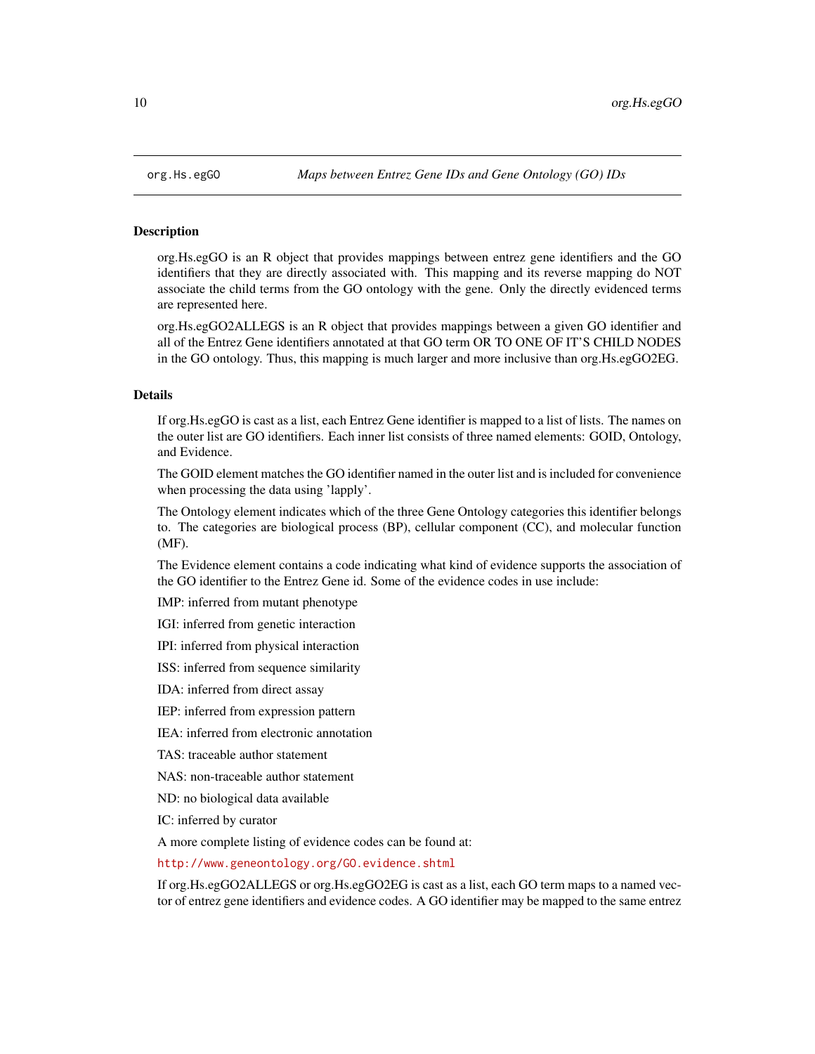`org.Hs.egGO` *Maps between Entrez Gene IDs and Gene Ontology (GO) IDs*

## Description

org.Hs.egGO is an R object that provides mappings between entrez gene identifiers and the GO identifiers that they are directly associated with. This mapping and its reverse mapping do NOT associate the child terms from the GO ontology with the gene. Only the directly evidenced terms are represented here.

org.Hs.egGO2ALLEGS is an R object that provides mappings between a given GO identifier and all of the Entrez Gene identifiers annotated at that GO term OR TO ONE OF IT'S CHILD NODES in the GO ontology. Thus, this mapping is much larger and more inclusive than org.Hs.egGO2EG.

## Details

If org.Hs.egGO is cast as a list, each Entrez Gene identifier is mapped to a list of lists. The names on the outer list are GO identifiers. Each inner list consists of three named elements: GOID, Ontology, and Evidence.

The GOID element matches the GO identifier named in the outer list and is included for convenience when processing the data using 'lapply'.

The Ontology element indicates which of the three Gene Ontology categories this identifier belongs to. The categories are biological process (BP), cellular component (CC), and molecular function (MF).

The Evidence element contains a code indicating what kind of evidence supports the association of the GO identifier to the Entrez Gene id. Some of the evidence codes in use include:

IMP: inferred from mutant phenotype

IGI: inferred from genetic interaction

IPI: inferred from physical interaction

ISS: inferred from sequence similarity

IDA: inferred from direct assay

IEP: inferred from expression pattern

IEA: inferred from electronic annotation

TAS: traceable author statement

NAS: non-traceable author statement

ND: no biological data available

IC: inferred by curator

A more complete listing of evidence codes can be found at:

http://www.geneontology.org/GO.evidence.shtml

If org.Hs.egGO2ALLEGS or org.Hs.egGO2EG is cast as a list, each GO term maps to a named vector of entrez gene identifiers and evidence codes. A GO identifier may be mapped to the same entrez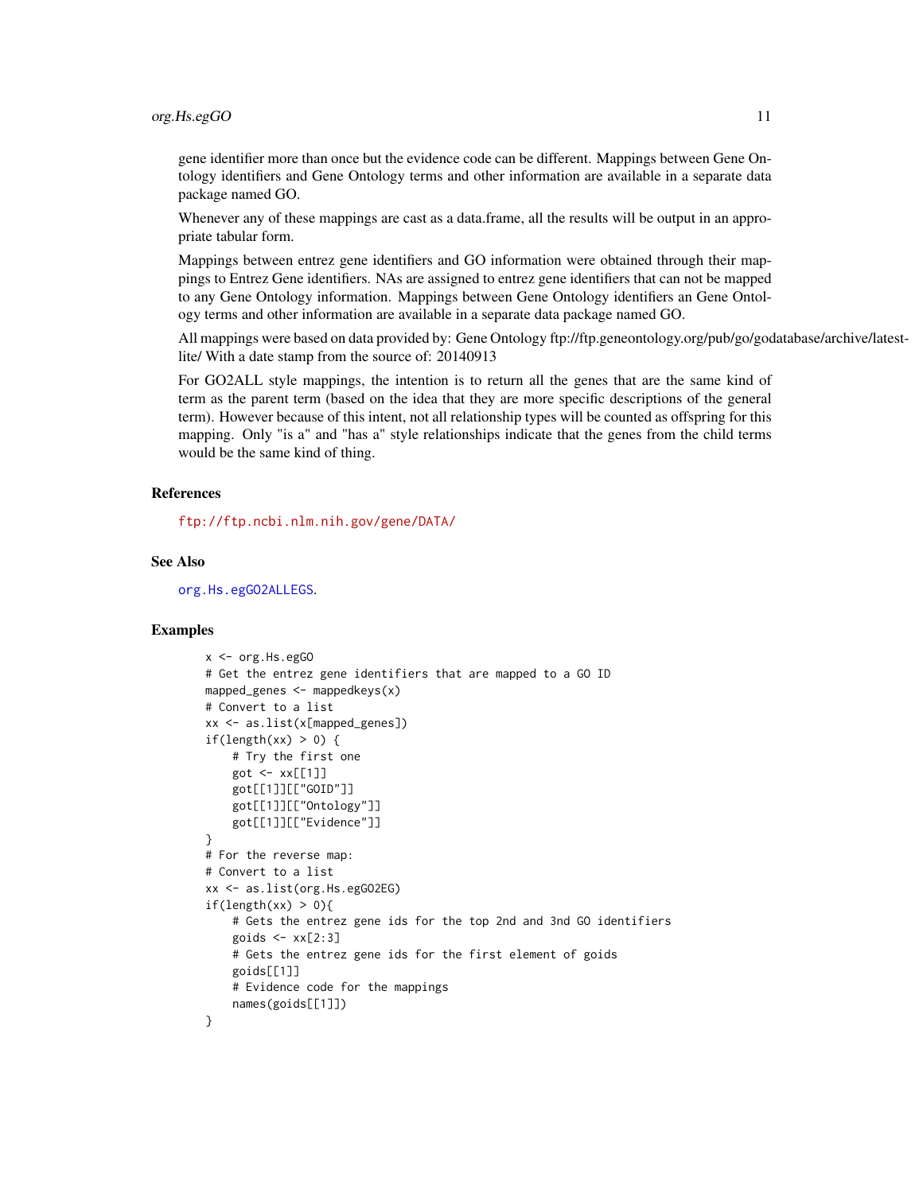gene identifier more than once but the evidence code can be different. Mappings between Gene Ontology identifiers and Gene Ontology terms and other information are available in a separate data package named GO.

Whenever any of these mappings are cast as a data.frame, all the results will be output in an appropriate tabular form.

Mappings between entrez gene identifiers and GO information were obtained through their mappings to Entrez Gene identifiers. NAs are assigned to entrez gene identifiers that can not be mapped to any Gene Ontology information. Mappings between Gene Ontology identifiers an Gene Ontology terms and other information are available in a separate data package named GO.

All mappings were based on data provided by: Gene Ontology ftp://ftp.geneontology.org/pub/go/godatabase/archive/latest-lite/ With a date stamp from the source of: 20140913

For GO2ALL style mappings, the intention is to return all the genes that are the same kind of term as the parent term (based on the idea that they are more specific descriptions of the general term). However because of this intent, not all relationship types will be counted as offspring for this mapping. Only "is a" and "has a" style relationships indicate that the genes from the child terms would be the same kind of thing.

## References

ftp://ftp.ncbi.nlm.nih.gov/gene/DATA/

## See Also

org.Hs.egGO2ALLEGS.

## Examples

```
x <- org.Hs.egGO
# Get the entrez gene identifiers that are mapped to a GO ID
mapped_genes <- mappedkeys(x)
# Convert to a list
xx <- as.list(x[mapped_genes])
if(length(xx) > 0) {
    # Try the first one
    got <- xx[[1]]
    got[[1]][["GOID"]]
    got[[1]][["Ontology"]]
    got[[1]][["Evidence"]]
}
# For the reverse map:
# Convert to a list
xx <- as.list(org.Hs.egGO2EG)
if(length(xx) > 0){
    # Gets the entrez gene ids for the top 2nd and 3nd GO identifiers
    goids <- xx[2:3]
    # Gets the entrez gene ids for the first element of goids
    goids[[1]]
    # Evidence code for the mappings
    names(goids[[1]])
}
```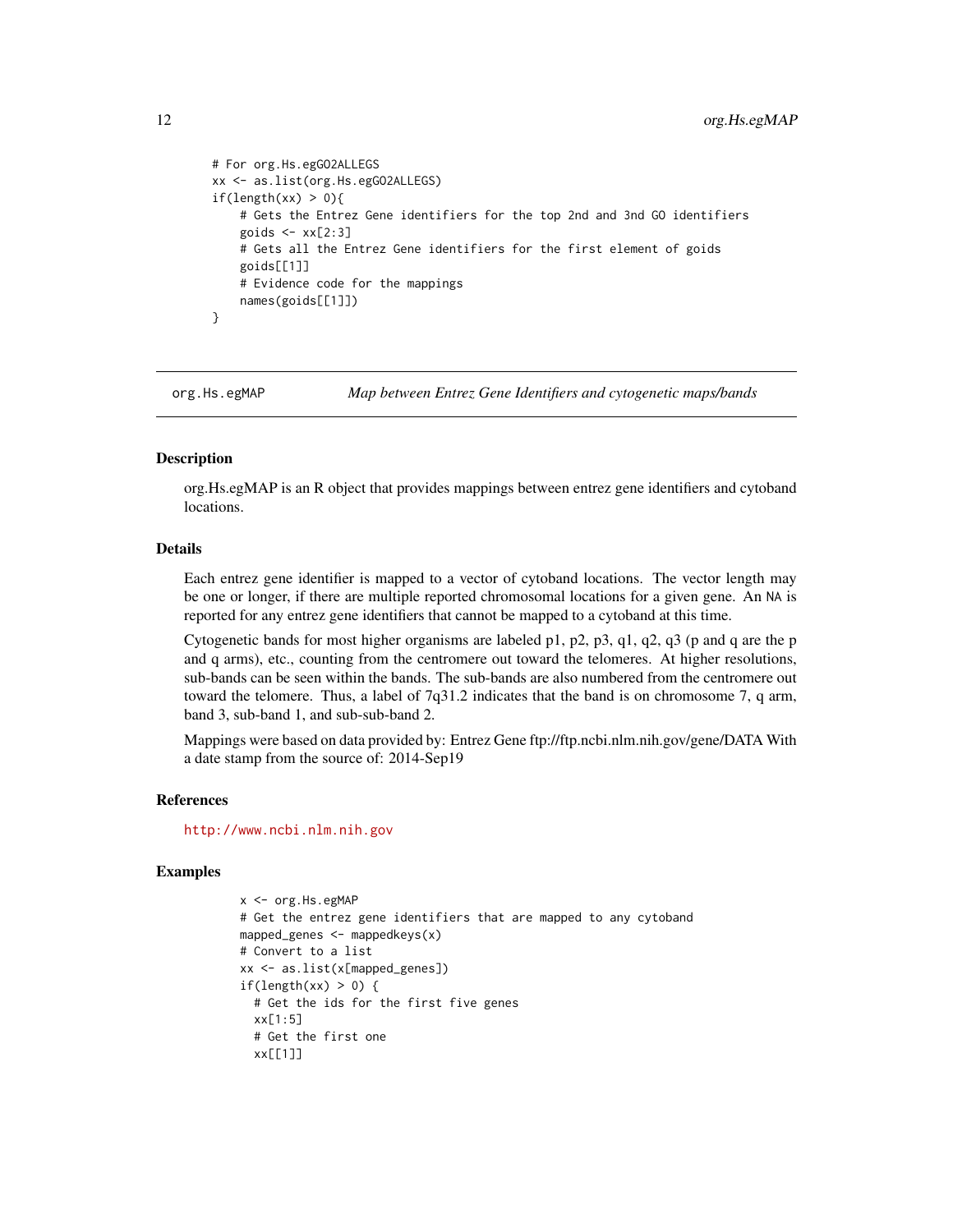```
# For org.Hs.egGO2ALLEGS
xx <- as.list(org.Hs.egGO2ALLEGS)
if(length(xx) > 0){
    # Gets the Entrez Gene identifiers for the top 2nd and 3nd GO identifiers
    goids <- xx[2:3]
    # Gets all the Entrez Gene identifiers for the first element of goids
    goids[[1]]
    # Evidence code for the mappings
    names(goids[[1]])
}
```

## org.Hs.egMAP — *Map between Entrez Gene Identifiers and cytogenetic maps/bands*

### Description

org.Hs.egMAP is an R object that provides mappings between entrez gene identifiers and cytoband locations.

### Details

Each entrez gene identifier is mapped to a vector of cytoband locations. The vector length may be one or longer, if there are multiple reported chromosomal locations for a given gene. An NA is reported for any entrez gene identifiers that cannot be mapped to a cytoband at this time.

Cytogenetic bands for most higher organisms are labeled p1, p2, p3, q1, q2, q3 (p and q are the p and q arms), etc., counting from the centromere out toward the telomeres. At higher resolutions, sub-bands can be seen within the bands. The sub-bands are also numbered from the centromere out toward the telomere. Thus, a label of 7q31.2 indicates that the band is on chromosome 7, q arm, band 3, sub-band 1, and sub-sub-band 2.

Mappings were based on data provided by: Entrez Gene ftp://ftp.ncbi.nlm.nih.gov/gene/DATA With a date stamp from the source of: 2014-Sep19

### References

http://www.ncbi.nlm.nih.gov

### Examples

```
x <- org.Hs.egMAP
# Get the entrez gene identifiers that are mapped to any cytoband
mapped_genes <- mappedkeys(x)
# Convert to a list
xx <- as.list(x[mapped_genes])
if(length(xx) > 0) {
  # Get the ids for the first five genes
  xx[1:5]
  # Get the first one
  xx[[1]]
```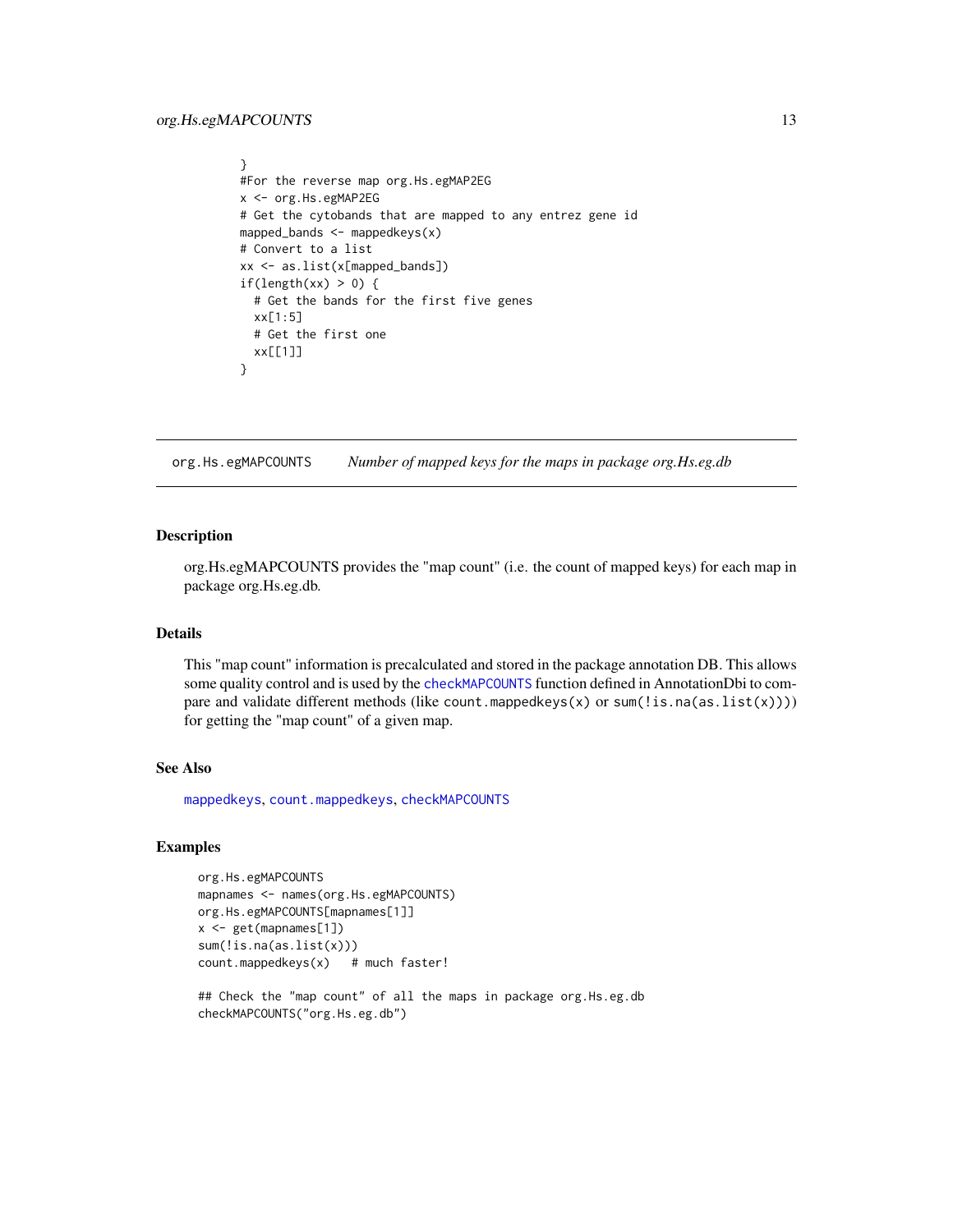```
}
#For the reverse map org.Hs.egMAP2EG
x <- org.Hs.egMAP2EG
# Get the cytobands that are mapped to any entrez gene id
mapped_bands <- mappedkeys(x)
# Convert to a list
xx <- as.list(x[mapped_bands])
if(length(xx) > 0) {
  # Get the bands for the first five genes
  xx[1:5]
  # Get the first one
  xx[[1]]
}
```

---

org.Hs.egMAPCOUNTS *Number of mapped keys for the maps in package org.Hs.eg.db*

---

## Description

org.Hs.egMAPCOUNTS provides the "map count" (i.e. the count of mapped keys) for each map in package org.Hs.eg.db.

## Details

This "map count" information is precalculated and stored in the package annotation DB. This allows some quality control and is used by the `checkMAPCOUNTS` function defined in AnnotationDbi to compare and validate different methods (like `count.mappedkeys(x)` or `sum(!is.na(as.list(x)))`) for getting the "map count" of a given map.

## See Also

`mappedkeys`, `count.mappedkeys`, `checkMAPCOUNTS`

## Examples

```
org.Hs.egMAPCOUNTS
mapnames <- names(org.Hs.egMAPCOUNTS)
org.Hs.egMAPCOUNTS[mapnames[1]]
x <- get(mapnames[1])
sum(!is.na(as.list(x)))
count.mappedkeys(x)   # much faster!

## Check the "map count" of all the maps in package org.Hs.eg.db
checkMAPCOUNTS("org.Hs.eg.db")
```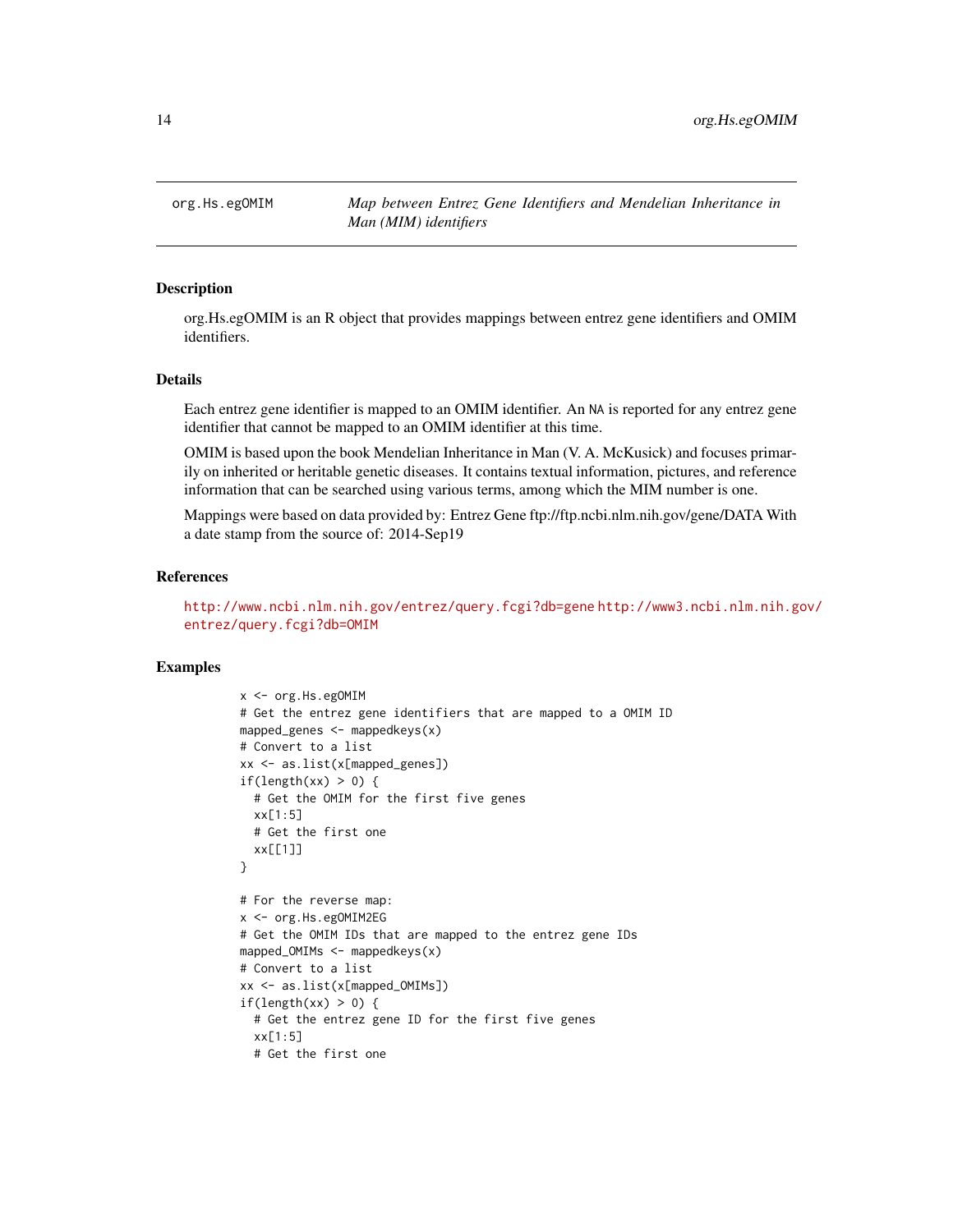org.Hs.egOMIM *Map between Entrez Gene Identifiers and Mendelian Inheritance in Man (MIM) identifiers*

## Description

org.Hs.egOMIM is an R object that provides mappings between entrez gene identifiers and OMIM identifiers.

## Details

Each entrez gene identifier is mapped to an OMIM identifier. An NA is reported for any entrez gene identifier that cannot be mapped to an OMIM identifier at this time.

OMIM is based upon the book Mendelian Inheritance in Man (V. A. McKusick) and focuses primarily on inherited or heritable genetic diseases. It contains textual information, pictures, and reference information that can be searched using various terms, among which the MIM number is one.

Mappings were based on data provided by: Entrez Gene ftp://ftp.ncbi.nlm.nih.gov/gene/DATA With a date stamp from the source of: 2014-Sep19

## References

http://www.ncbi.nlm.nih.gov/entrez/query.fcgi?db=gene http://www3.ncbi.nlm.nih.gov/entrez/query.fcgi?db=OMIM

## Examples

```
x <- org.Hs.egOMIM
# Get the entrez gene identifiers that are mapped to a OMIM ID
mapped_genes <- mappedkeys(x)
# Convert to a list
xx <- as.list(x[mapped_genes])
if(length(xx) > 0) {
  # Get the OMIM for the first five genes
  xx[1:5]
  # Get the first one
  xx[[1]]
}

# For the reverse map:
x <- org.Hs.egOMIM2EG
# Get the OMIM IDs that are mapped to the entrez gene IDs
mapped_OMIMs <- mappedkeys(x)
# Convert to a list
xx <- as.list(x[mapped_OMIMs])
if(length(xx) > 0) {
  # Get the entrez gene ID for the first five genes
  xx[1:5]
  # Get the first one
```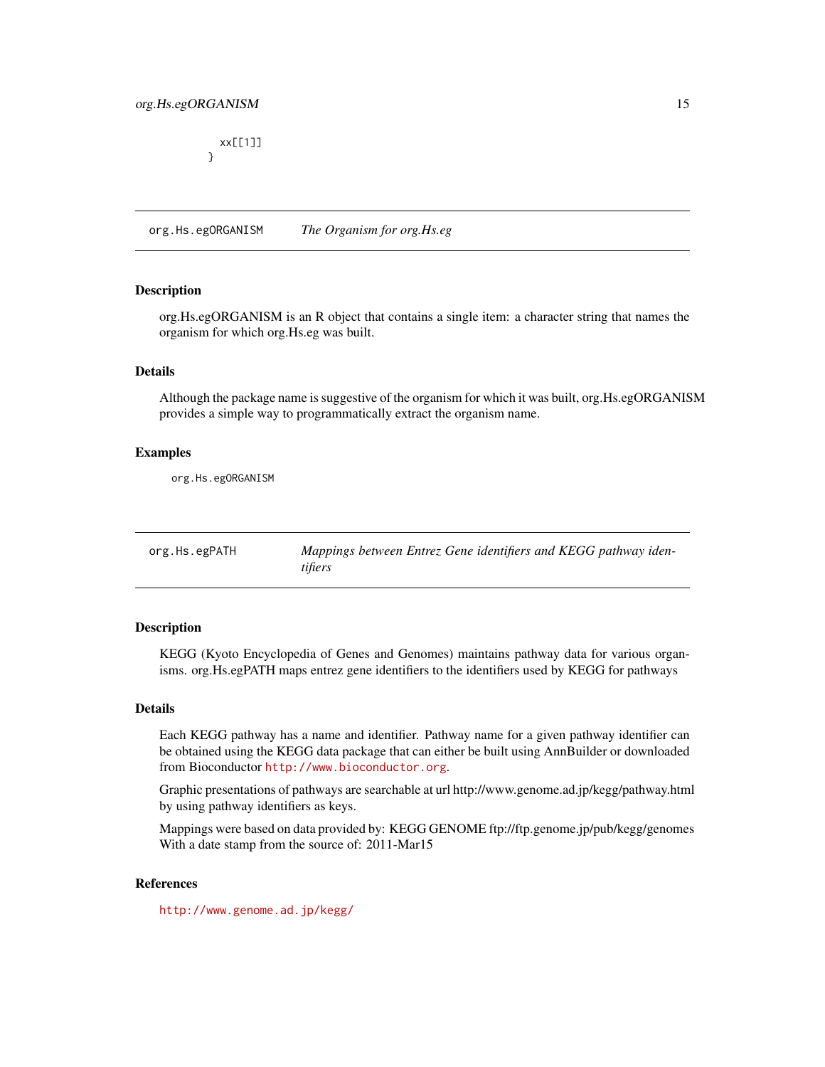```
  xx[[1]]
}
```

---

`org.Hs.egORGANISM` *The Organism for org.Hs.eg*

---

### Description

org.Hs.egORGANISM is an R object that contains a single item: a character string that names the organism for which org.Hs.eg was built.

### Details

Although the package name is suggestive of the organism for which it was built, org.Hs.egORGANISM provides a simple way to programmatically extract the organism name.

### Examples

```
org.Hs.egORGANISM
```

---

`org.Hs.egPATH` *Mappings between Entrez Gene identifiers and KEGG pathway identifiers*

---

### Description

KEGG (Kyoto Encyclopedia of Genes and Genomes) maintains pathway data for various organisms. org.Hs.egPATH maps entrez gene identifiers to the identifiers used by KEGG for pathways

### Details

Each KEGG pathway has a name and identifier. Pathway name for a given pathway identifier can be obtained using the KEGG data package that can either be built using AnnBuilder or downloaded from Bioconductor http://www.bioconductor.org.

Graphic presentations of pathways are searchable at url http://www.genome.ad.jp/kegg/pathway.html by using pathway identifiers as keys.

Mappings were based on data provided by: KEGG GENOME ftp://ftp.genome.jp/pub/kegg/genomes With a date stamp from the source of: 2011-Mar15

### References

http://www.genome.ad.jp/kegg/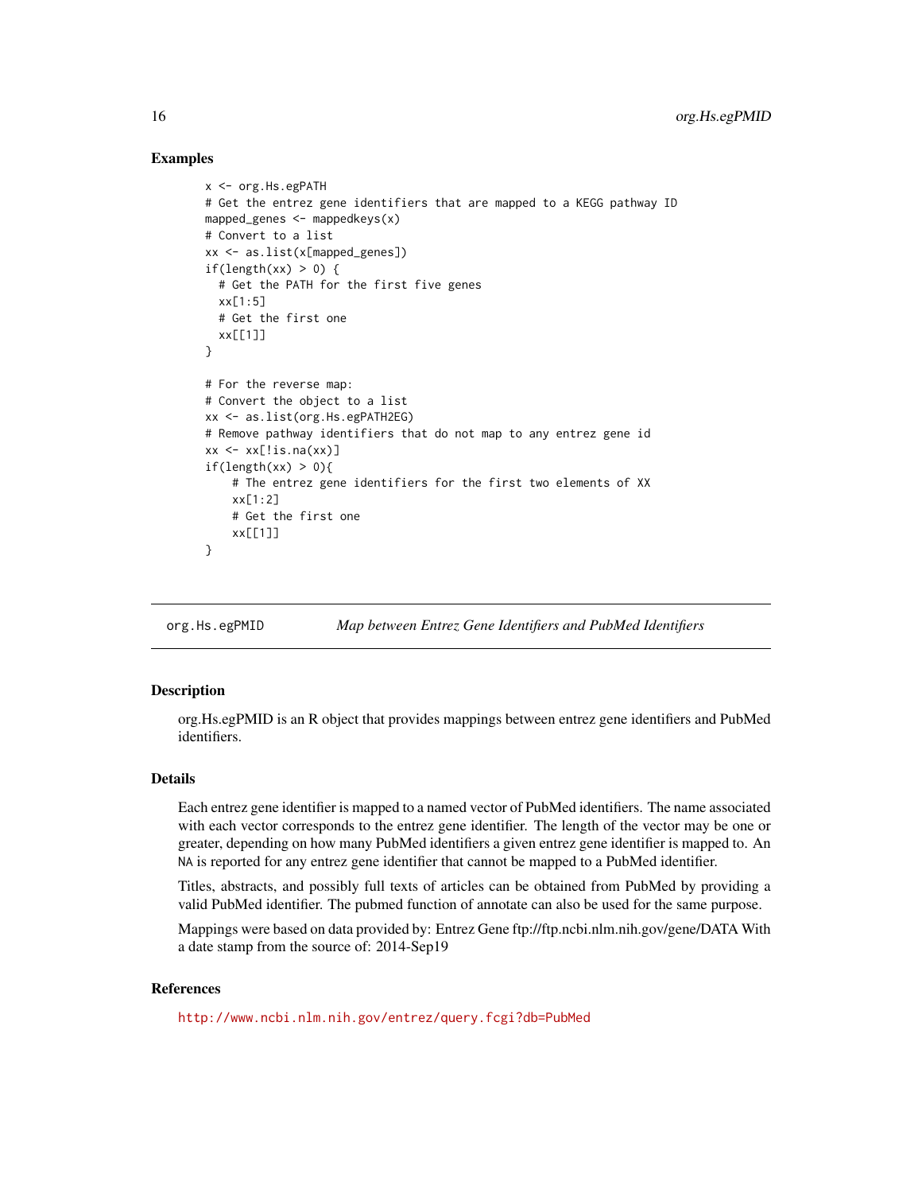## Examples

```
x <- org.Hs.egPATH
# Get the entrez gene identifiers that are mapped to a KEGG pathway ID
mapped_genes <- mappedkeys(x)
# Convert to a list
xx <- as.list(x[mapped_genes])
if(length(xx) > 0) {
  # Get the PATH for the first five genes
  xx[1:5]
  # Get the first one
  xx[[1]]
}

# For the reverse map:
# Convert the object to a list
xx <- as.list(org.Hs.egPATH2EG)
# Remove pathway identifiers that do not map to any entrez gene id
xx <- xx[!is.na(xx)]
if(length(xx) > 0){
    # The entrez gene identifiers for the first two elements of XX
    xx[1:2]
    # Get the first one
    xx[[1]]
}
```

---

# org.Hs.egPMID *Map between Entrez Gene Identifiers and PubMed Identifiers*

---

## Description

org.Hs.egPMID is an R object that provides mappings between entrez gene identifiers and PubMed identifiers.

## Details

Each entrez gene identifier is mapped to a named vector of PubMed identifiers. The name associated with each vector corresponds to the entrez gene identifier. The length of the vector may be one or greater, depending on how many PubMed identifiers a given entrez gene identifier is mapped to. An `NA` is reported for any entrez gene identifier that cannot be mapped to a PubMed identifier.

Titles, abstracts, and possibly full texts of articles can be obtained from PubMed by providing a valid PubMed identifier. The pubmed function of annotate can also be used for the same purpose.

Mappings were based on data provided by: Entrez Gene ftp://ftp.ncbi.nlm.nih.gov/gene/DATA With a date stamp from the source of: 2014-Sep19

## References

http://www.ncbi.nlm.nih.gov/entrez/query.fcgi?db=PubMed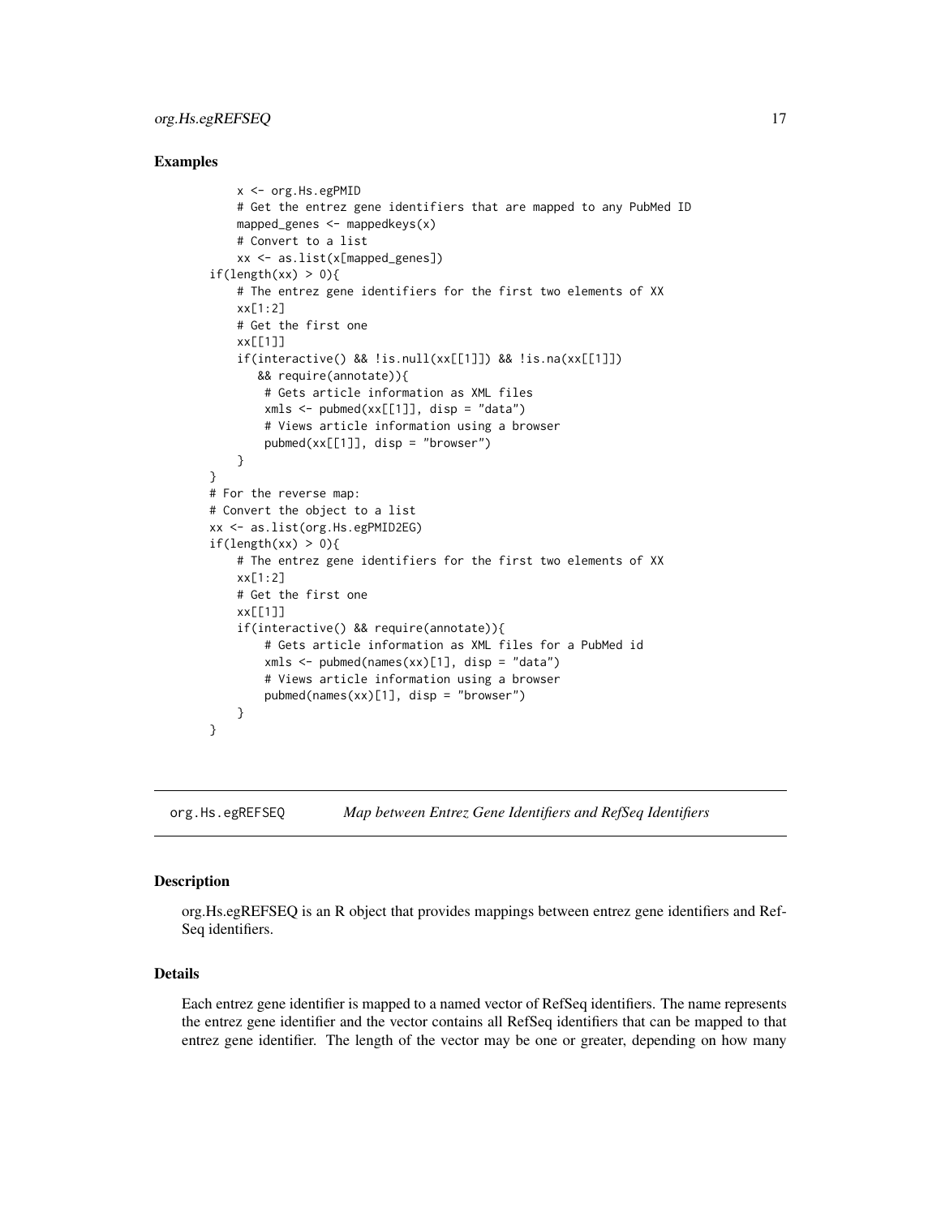## Examples

```
    x <- org.Hs.egPMID
    # Get the entrez gene identifiers that are mapped to any PubMed ID
    mapped_genes <- mappedkeys(x)
    # Convert to a list
    xx <- as.list(x[mapped_genes])
if(length(xx) > 0){
    # The entrez gene identifiers for the first two elements of XX
    xx[1:2]
    # Get the first one
    xx[[1]]
    if(interactive() && !is.null(xx[[1]]) && !is.na(xx[[1]])
       && require(annotate)){
        # Gets article information as XML files
        xmls <- pubmed(xx[[1]], disp = "data")
        # Views article information using a browser
        pubmed(xx[[1]], disp = "browser")
    }
}
# For the reverse map:
# Convert the object to a list
xx <- as.list(org.Hs.egPMID2EG)
if(length(xx) > 0){
    # The entrez gene identifiers for the first two elements of XX
    xx[1:2]
    # Get the first one
    xx[[1]]
    if(interactive() && require(annotate)){
        # Gets article information as XML files for a PubMed id
        xmls <- pubmed(names(xx)[1], disp = "data")
        # Views article information using a browser
        pubmed(names(xx)[1], disp = "browser")
    }
}
```

---

# org.Hs.egREFSEQ    *Map between Entrez Gene Identifiers and RefSeq Identifiers*

---

## Description

org.Hs.egREFSEQ is an R object that provides mappings between entrez gene identifiers and RefSeq identifiers.

## Details

Each entrez gene identifier is mapped to a named vector of RefSeq identifiers. The name represents the entrez gene identifier and the vector contains all RefSeq identifiers that can be mapped to that entrez gene identifier. The length of the vector may be one or greater, depending on how many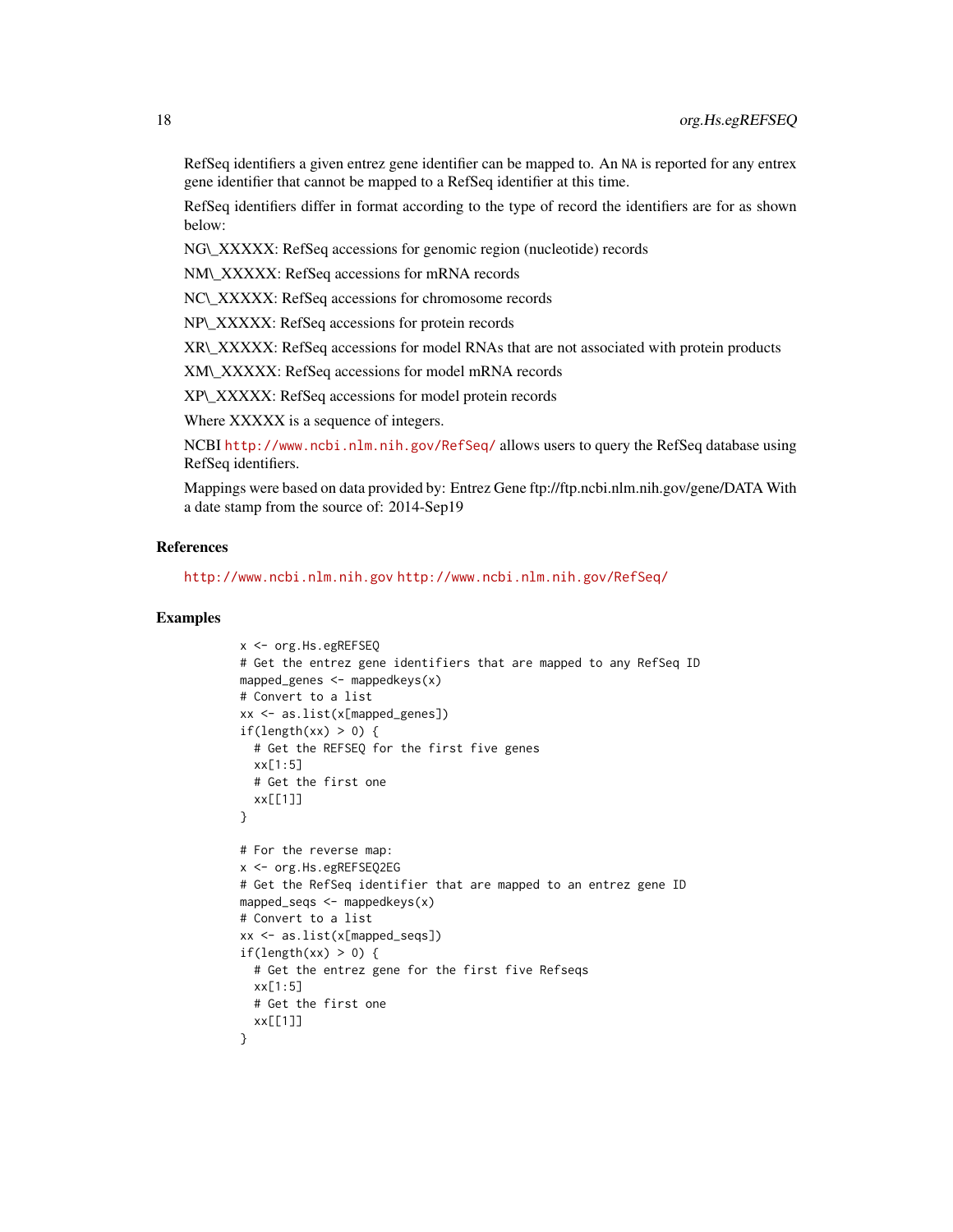RefSeq identifiers a given entrez gene identifier can be mapped to. An NA is reported for any entrex gene identifier that cannot be mapped to a RefSeq identifier at this time.

RefSeq identifiers differ in format according to the type of record the identifiers are for as shown below:

NG\_XXXXX: RefSeq accessions for genomic region (nucleotide) records

NM\_XXXXX: RefSeq accessions for mRNA records

NC\_XXXXX: RefSeq accessions for chromosome records

NP\_XXXXX: RefSeq accessions for protein records

XR\_XXXXX: RefSeq accessions for model RNAs that are not associated with protein products

XM\_XXXXX: RefSeq accessions for model mRNA records

XP\_XXXXX: RefSeq accessions for model protein records

Where XXXXX is a sequence of integers.

NCBI http://www.ncbi.nlm.nih.gov/RefSeq/ allows users to query the RefSeq database using RefSeq identifiers.

Mappings were based on data provided by: Entrez Gene ftp://ftp.ncbi.nlm.nih.gov/gene/DATA With a date stamp from the source of: 2014-Sep19

## References

http://www.ncbi.nlm.nih.gov http://www.ncbi.nlm.nih.gov/RefSeq/

## Examples

```
x <- org.Hs.egREFSEQ
# Get the entrez gene identifiers that are mapped to any RefSeq ID
mapped_genes <- mappedkeys(x)
# Convert to a list
xx <- as.list(x[mapped_genes])
if(length(xx) > 0) {
  # Get the REFSEQ for the first five genes
  xx[1:5]
  # Get the first one
  xx[[1]]
}

# For the reverse map:
x <- org.Hs.egREFSEQ2EG
# Get the RefSeq identifier that are mapped to an entrez gene ID
mapped_seqs <- mappedkeys(x)
# Convert to a list
xx <- as.list(x[mapped_seqs])
if(length(xx) > 0) {
  # Get the entrez gene for the first five Refseqs
  xx[1:5]
  # Get the first one
  xx[[1]]
}
```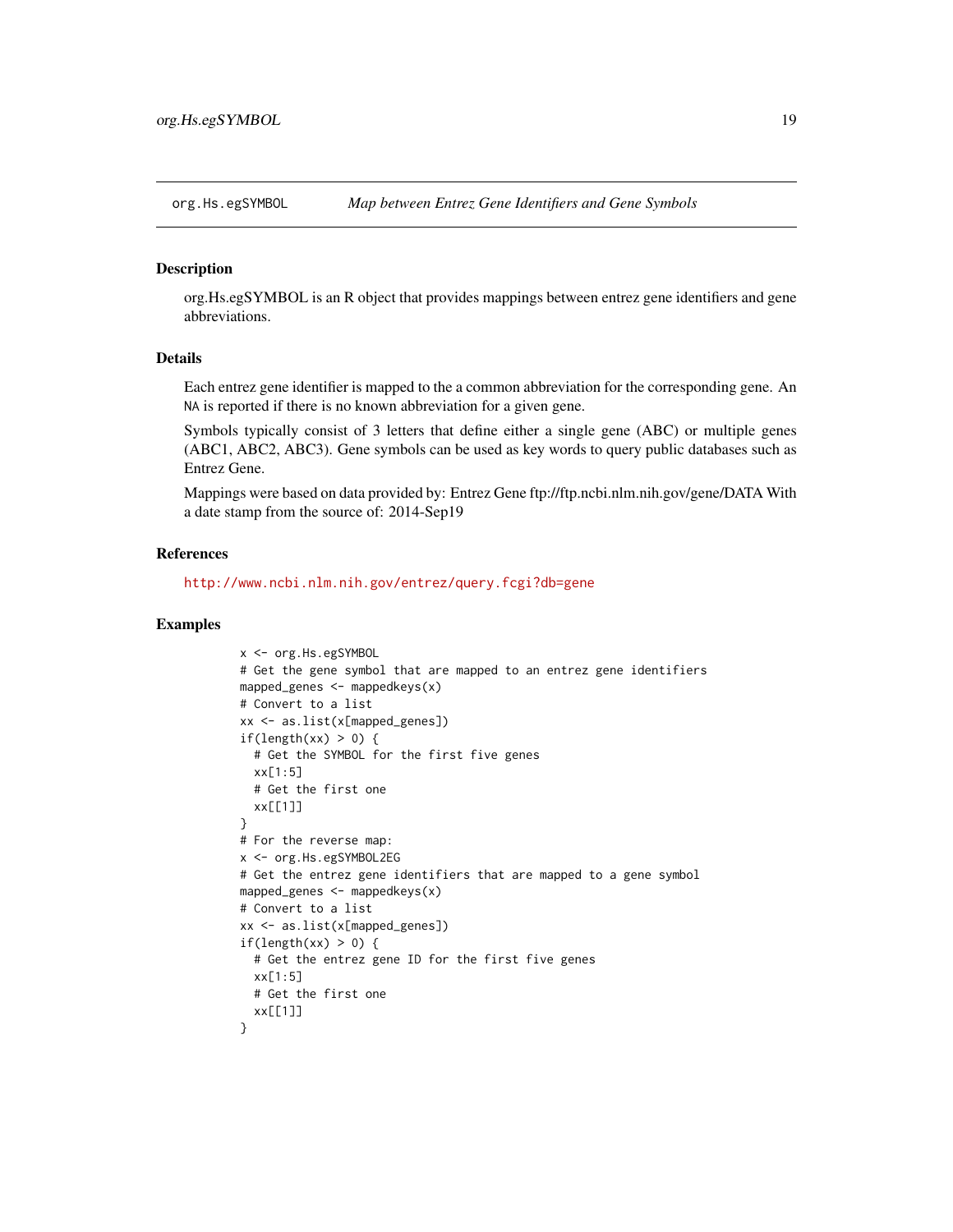## org.Hs.egSYMBOL — *Map between Entrez Gene Identifiers and Gene Symbols*

### Description

org.Hs.egSYMBOL is an R object that provides mappings between entrez gene identifiers and gene abbreviations.

### Details

Each entrez gene identifier is mapped to the a common abbreviation for the corresponding gene. An NA is reported if there is no known abbreviation for a given gene.

Symbols typically consist of 3 letters that define either a single gene (ABC) or multiple genes (ABC1, ABC2, ABC3). Gene symbols can be used as key words to query public databases such as Entrez Gene.

Mappings were based on data provided by: Entrez Gene ftp://ftp.ncbi.nlm.nih.gov/gene/DATA With a date stamp from the source of: 2014-Sep19

### References

http://www.ncbi.nlm.nih.gov/entrez/query.fcgi?db=gene

### Examples

```
x <- org.Hs.egSYMBOL
# Get the gene symbol that are mapped to an entrez gene identifiers
mapped_genes <- mappedkeys(x)
# Convert to a list
xx <- as.list(x[mapped_genes])
if(length(xx) > 0) {
  # Get the SYMBOL for the first five genes
  xx[1:5]
  # Get the first one
  xx[[1]]
}
# For the reverse map:
x <- org.Hs.egSYMBOL2EG
# Get the entrez gene identifiers that are mapped to a gene symbol
mapped_genes <- mappedkeys(x)
# Convert to a list
xx <- as.list(x[mapped_genes])
if(length(xx) > 0) {
  # Get the entrez gene ID for the first five genes
  xx[1:5]
  # Get the first one
  xx[[1]]
}
```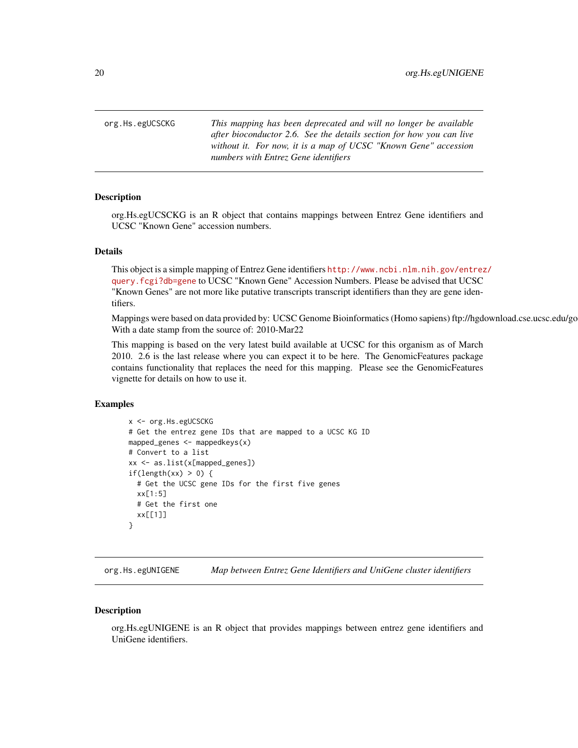org.Hs.egUCSCKG — *This mapping has been deprecated and will no longer be available after bioconductor 2.6. See the details section for how you can live without it. For now, it is a map of UCSC "Known Gene" accession numbers with Entrez Gene identifiers*

## Description

org.Hs.egUCSCKG is an R object that contains mappings between Entrez Gene identifiers and UCSC "Known Gene" accession numbers.

## Details

This object is a simple mapping of Entrez Gene identifiers http://www.ncbi.nlm.nih.gov/entrez/query.fcgi?db=gene to UCSC "Known Gene" Accession Numbers. Please be advised that UCSC "Known Genes" are not more like putative transcripts transcript identifiers than they are gene identifiers.

Mappings were based on data provided by: UCSC Genome Bioinformatics (Homo sapiens) ftp://hgdownload.cse.ucsc.edu/go With a date stamp from the source of: 2010-Mar22

This mapping is based on the very latest build available at UCSC for this organism as of March 2010. 2.6 is the last release where you can expect it to be here. The GenomicFeatures package contains functionality that replaces the need for this mapping. Please see the GenomicFeatures vignette for details on how to use it.

## Examples

```
x <- org.Hs.egUCSCKG
# Get the entrez gene IDs that are mapped to a UCSC KG ID
mapped_genes <- mappedkeys(x)
# Convert to a list
xx <- as.list(x[mapped_genes])
if(length(xx) > 0) {
  # Get the UCSC gene IDs for the first five genes
  xx[1:5]
  # Get the first one
  xx[[1]]
}
```

---

org.Hs.egUNIGENE — *Map between Entrez Gene Identifiers and UniGene cluster identifiers*

## Description

org.Hs.egUNIGENE is an R object that provides mappings between entrez gene identifiers and UniGene identifiers.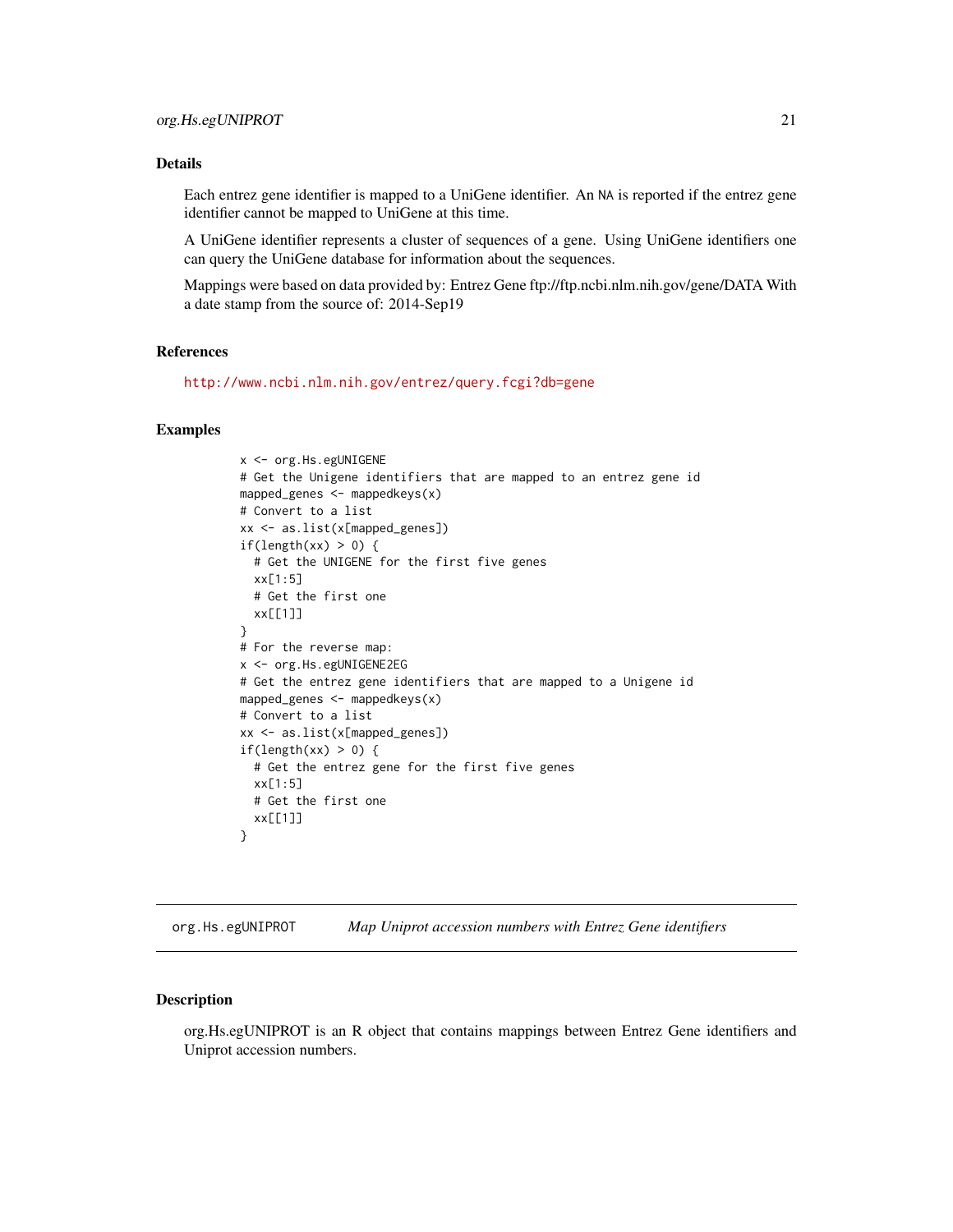## Details

Each entrez gene identifier is mapped to a UniGene identifier. An NA is reported if the entrez gene identifier cannot be mapped to UniGene at this time.

A UniGene identifier represents a cluster of sequences of a gene. Using UniGene identifiers one can query the UniGene database for information about the sequences.

Mappings were based on data provided by: Entrez Gene ftp://ftp.ncbi.nlm.nih.gov/gene/DATA With a date stamp from the source of: 2014-Sep19

## References

http://www.ncbi.nlm.nih.gov/entrez/query.fcgi?db=gene

## Examples

```
x <- org.Hs.egUNIGENE
# Get the Unigene identifiers that are mapped to an entrez gene id
mapped_genes <- mappedkeys(x)
# Convert to a list
xx <- as.list(x[mapped_genes])
if(length(xx) > 0) {
  # Get the UNIGENE for the first five genes
  xx[1:5]
  # Get the first one
  xx[[1]]
}
# For the reverse map:
x <- org.Hs.egUNIGENE2EG
# Get the entrez gene identifiers that are mapped to a Unigene id
mapped_genes <- mappedkeys(x)
# Convert to a list
xx <- as.list(x[mapped_genes])
if(length(xx) > 0) {
  # Get the entrez gene for the first five genes
  xx[1:5]
  # Get the first one
  xx[[1]]
}
```

---

# org.Hs.egUNIPROT *Map Uniprot accession numbers with Entrez Gene identifiers*

## Description

org.Hs.egUNIPROT is an R object that contains mappings between Entrez Gene identifiers and Uniprot accession numbers.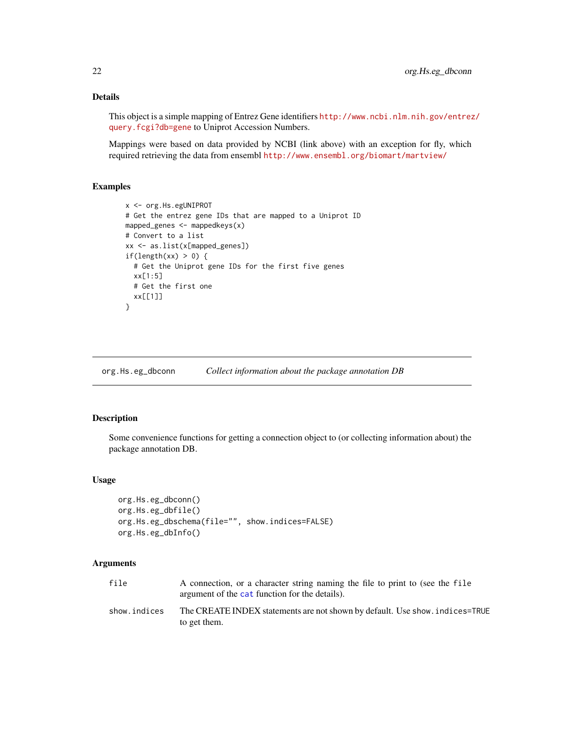### Details

This object is a simple mapping of Entrez Gene identifiers http://www.ncbi.nlm.nih.gov/entrez/query.fcgi?db=gene to Uniprot Accession Numbers.

Mappings were based on data provided by NCBI (link above) with an exception for fly, which required retrieving the data from ensembl http://www.ensembl.org/biomart/martview/

### Examples

```
x <- org.Hs.egUNIPROT
# Get the entrez gene IDs that are mapped to a Uniprot ID
mapped_genes <- mappedkeys(x)
# Convert to a list
xx <- as.list(x[mapped_genes])
if(length(xx) > 0) {
  # Get the Uniprot gene IDs for the first five genes
  xx[1:5]
  # Get the first one
  xx[[1]]
}
```

---

## org.Hs.eg_dbconn &nbsp;&nbsp;&nbsp; *Collect information about the package annotation DB*

### Description

Some convenience functions for getting a connection object to (or collecting information about) the package annotation DB.

### Usage

```
org.Hs.eg_dbconn()
org.Hs.eg_dbfile()
org.Hs.eg_dbschema(file="", show.indices=FALSE)
org.Hs.eg_dbInfo()
```

### Arguments

| | |
|---|---|
| `file` | A connection, or a character string naming the file to print to (see the `file` argument of the `cat` function for the details). |
| `show.indices` | The CREATE INDEX statements are not shown by default. Use `show.indices=TRUE` to get them. |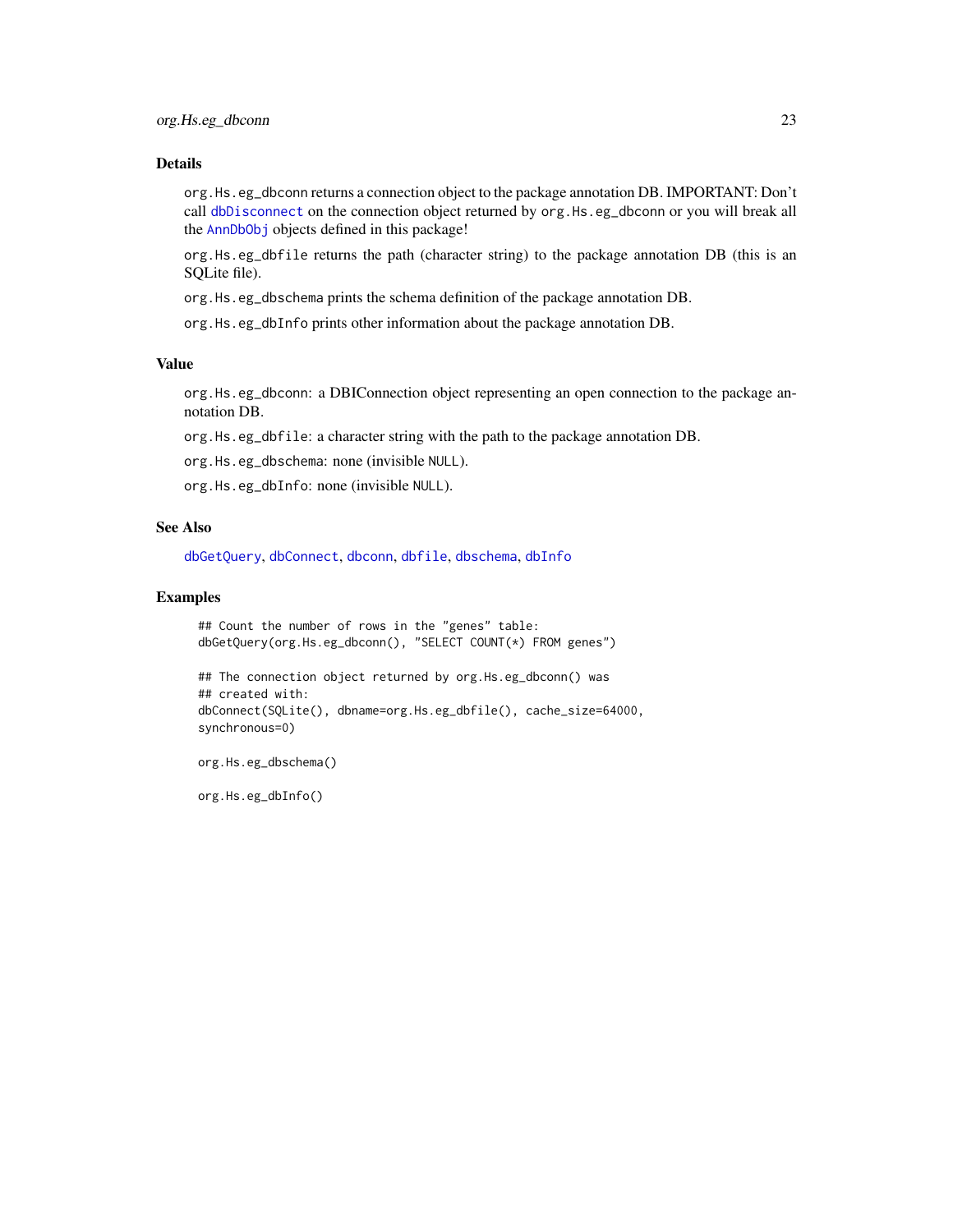### Details

`org.Hs.eg_dbconn` returns a connection object to the package annotation DB. IMPORTANT: Don't call `dbDisconnect` on the connection object returned by `org.Hs.eg_dbconn` or you will break all the `AnnDbObj` objects defined in this package!

`org.Hs.eg_dbfile` returns the path (character string) to the package annotation DB (this is an SQLite file).

`org.Hs.eg_dbschema` prints the schema definition of the package annotation DB.

`org.Hs.eg_dbInfo` prints other information about the package annotation DB.

### Value

`org.Hs.eg_dbconn`: a DBIConnection object representing an open connection to the package annotation DB.

`org.Hs.eg_dbfile`: a character string with the path to the package annotation DB.

`org.Hs.eg_dbschema`: none (invisible `NULL`).

`org.Hs.eg_dbInfo`: none (invisible `NULL`).

### See Also

`dbGetQuery`, `dbConnect`, `dbconn`, `dbfile`, `dbschema`, `dbInfo`

### Examples

```
## Count the number of rows in the "genes" table:
dbGetQuery(org.Hs.eg_dbconn(), "SELECT COUNT(*) FROM genes")

## The connection object returned by org.Hs.eg_dbconn() was
## created with:
dbConnect(SQLite(), dbname=org.Hs.eg_dbfile(), cache_size=64000,
synchronous=0)

org.Hs.eg_dbschema()

org.Hs.eg_dbInfo()
```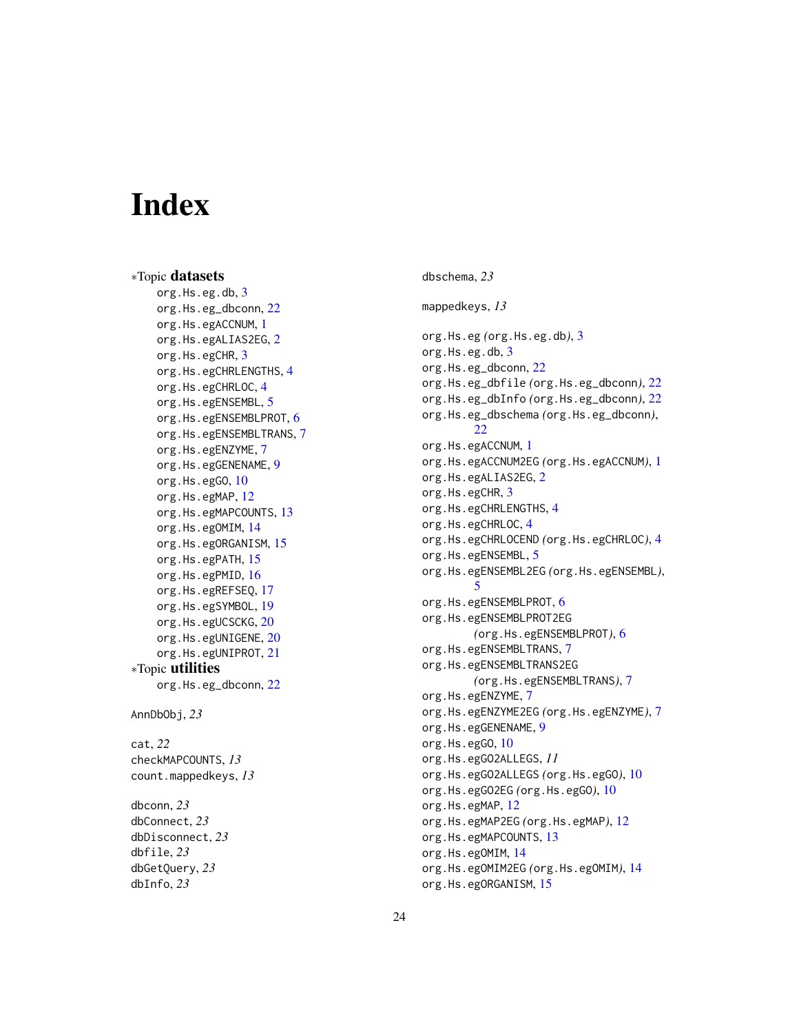# Index

*Topic **datasets**

org.Hs.eg.db, 3
org.Hs.eg_dbconn, 22
org.Hs.egACCNUM, 1
org.Hs.egALIAS2EG, 2
org.Hs.egCHR, 3
org.Hs.egCHRLENGTHS, 4
org.Hs.egCHRLOC, 4
org.Hs.egENSEMBL, 5
org.Hs.egENSEMBLPROT, 6
org.Hs.egENSEMBLTRANS, 7
org.Hs.egENZYME, 7
org.Hs.egGENENAME, 9
org.Hs.egGO, 10
org.Hs.egMAP, 12
org.Hs.egMAPCOUNTS, 13
org.Hs.egOMIM, 14
org.Hs.egORGANISM, 15
org.Hs.egPATH, 15
org.Hs.egPMID, 16
org.Hs.egREFSEQ, 17
org.Hs.egSYMBOL, 19
org.Hs.egUCSCKG, 20
org.Hs.egUNIGENE, 20
org.Hs.egUNIPROT, 21

*Topic **utilities**

org.Hs.eg_dbconn, 22

AnnDbObj, *23*

cat, *22*
checkMAPCOUNTS, *13*
count.mappedkeys, *13*

dbconn, *23*
dbConnect, *23*
dbDisconnect, *23*
dbfile, *23*
dbGetQuery, *23*
dbInfo, *23*
dbschema, *23*

mappedkeys, *13*

org.Hs.eg *(org.Hs.eg.db)*, 3
org.Hs.eg.db, 3
org.Hs.eg_dbconn, 22
org.Hs.eg_dbfile *(org.Hs.eg_dbconn)*, 22
org.Hs.eg_dbInfo *(org.Hs.eg_dbconn)*, 22
org.Hs.eg_dbschema *(org.Hs.eg_dbconn)*, 22
org.Hs.egACCNUM, 1
org.Hs.egACCNUM2EG *(org.Hs.egACCNUM)*, 1
org.Hs.egALIAS2EG, 2
org.Hs.egCHR, 3
org.Hs.egCHRLENGTHS, 4
org.Hs.egCHRLOC, 4
org.Hs.egCHRLOCEND *(org.Hs.egCHRLOC)*, 4
org.Hs.egENSEMBL, 5
org.Hs.egENSEMBL2EG *(org.Hs.egENSEMBL)*, 5
org.Hs.egENSEMBLPROT, 6
org.Hs.egENSEMBLPROT2EG *(org.Hs.egENSEMBLPROT)*, 6
org.Hs.egENSEMBLTRANS, 7
org.Hs.egENSEMBLTRANS2EG *(org.Hs.egENSEMBLTRANS)*, 7
org.Hs.egENZYME, 7
org.Hs.egENZYME2EG *(org.Hs.egENZYME)*, 7
org.Hs.egGENENAME, 9
org.Hs.egGO, 10
org.Hs.egGO2ALLEGS, *11*
org.Hs.egGO2ALLEGS *(org.Hs.egGO)*, 10
org.Hs.egGO2EG *(org.Hs.egGO)*, 10
org.Hs.egMAP, 12
org.Hs.egMAP2EG *(org.Hs.egMAP)*, 12
org.Hs.egMAPCOUNTS, 13
org.Hs.egOMIM, 14
org.Hs.egOMIM2EG *(org.Hs.egOMIM)*, 14
org.Hs.egORGANISM, 15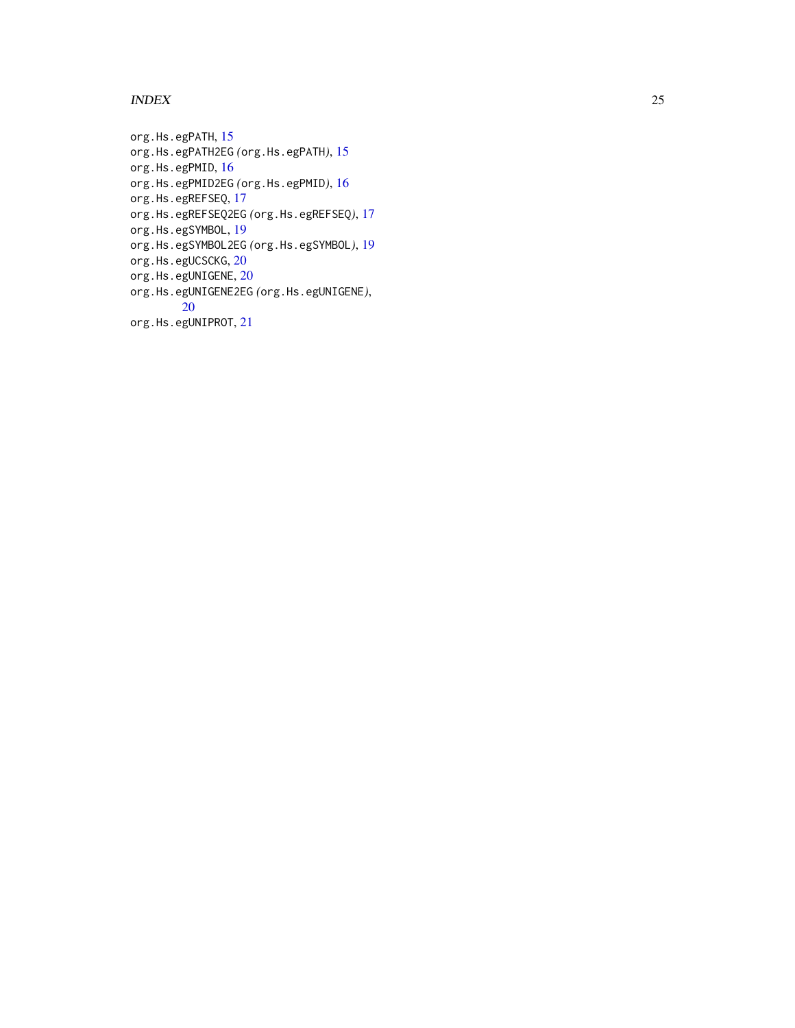org.Hs.egPATH, 15
org.Hs.egPATH2EG *(*org.Hs.egPATH*)*, 15
org.Hs.egPMID, 16
org.Hs.egPMID2EG *(*org.Hs.egPMID*)*, 16
org.Hs.egREFSEQ, 17
org.Hs.egREFSEQ2EG *(*org.Hs.egREFSEQ*)*, 17
org.Hs.egSYMBOL, 19
org.Hs.egSYMBOL2EG *(*org.Hs.egSYMBOL*)*, 19
org.Hs.egUCSCKG, 20
org.Hs.egUNIGENE, 20
org.Hs.egUNIGENE2EG *(*org.Hs.egUNIGENE*)*, 20
org.Hs.egUNIPROT, 21